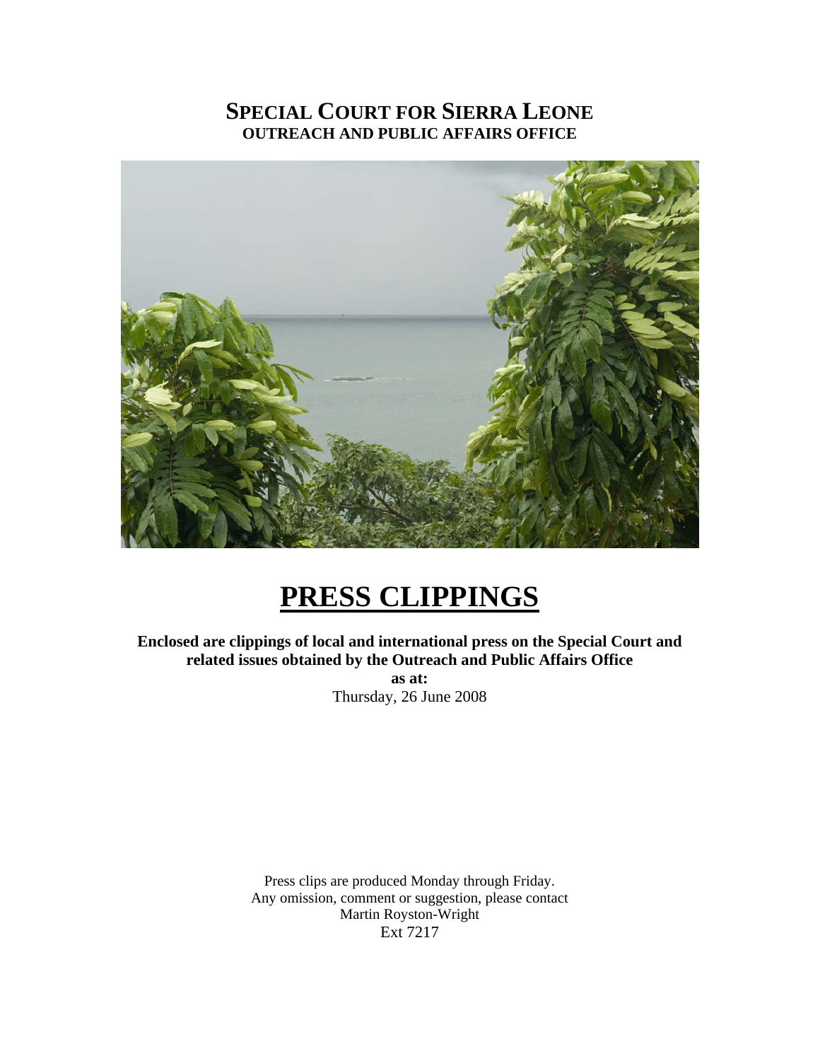# SPECIAL COURT FOR SIERRA LEONE
## OUTREACH AND PUBLIC AFFAIRS OFFICE

# PRESS CLIPPINGS

**Enclosed are clippings of local and international press on the Special Court and related issues obtained by the Outreach and Public Affairs Office**

**as at:**

Thursday, 26 June 2008

Press clips are produced Monday through Friday.
Any omission, comment or suggestion, please contact
Martin Royston-Wright
Ext 7217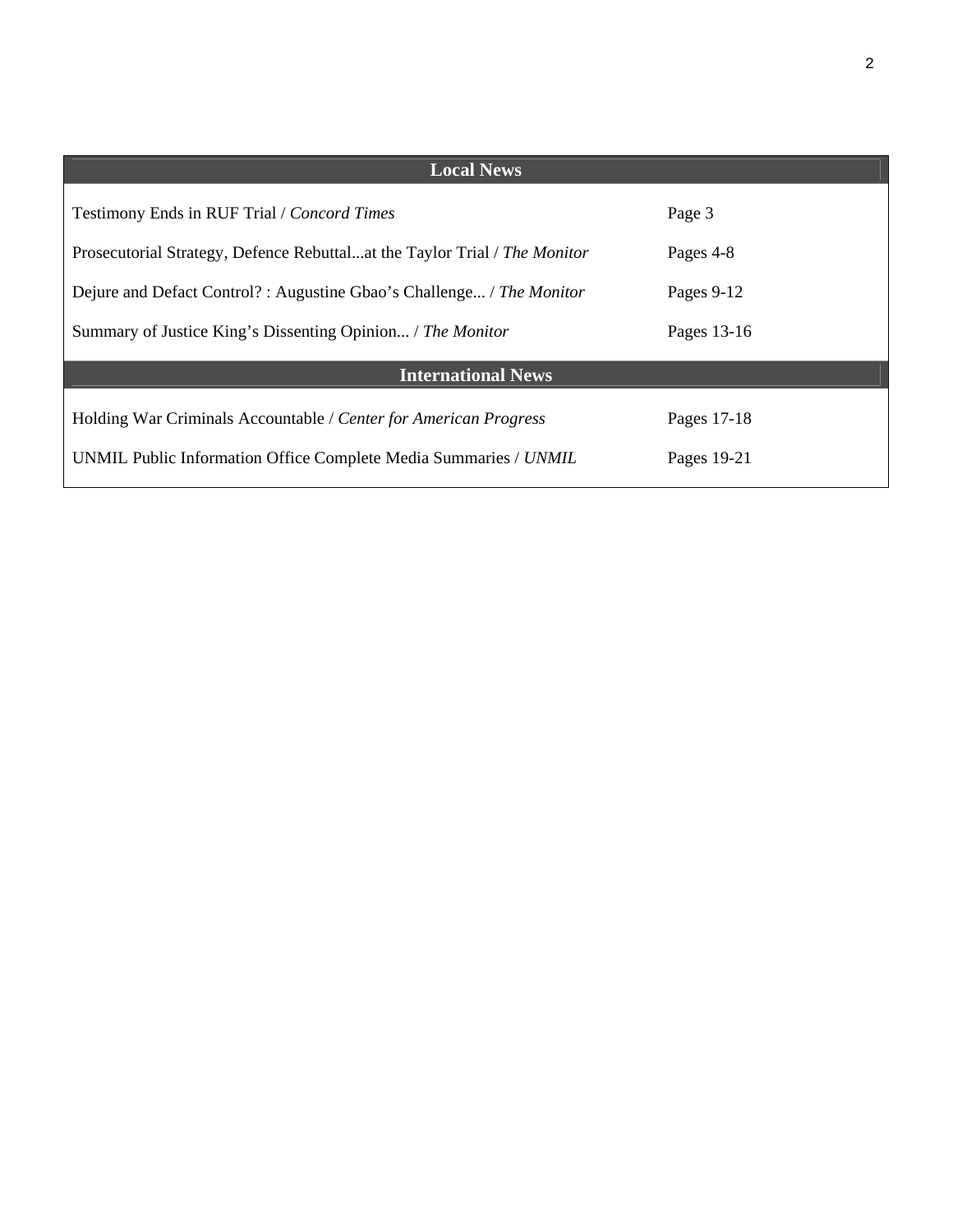| Local News | |
|---|---|
| Testimony Ends in RUF Trial / *Concord Times* | Page 3 |
| Prosecutorial Strategy, Defence Rebuttal...at the Taylor Trial / *The Monitor* | Pages 4-8 |
| Dejure and Defact Control? : Augustine Gbao's Challenge... / *The Monitor* | Pages 9-12 |
| Summary of Justice King's Dissenting Opinion... / *The Monitor* | Pages 13-16 |
| **International News** | |
| Holding War Criminals Accountable / *Center for American Progress* | Pages 17-18 |
| UNMIL Public Information Office Complete Media Summaries / *UNMIL* | Pages 19-21 |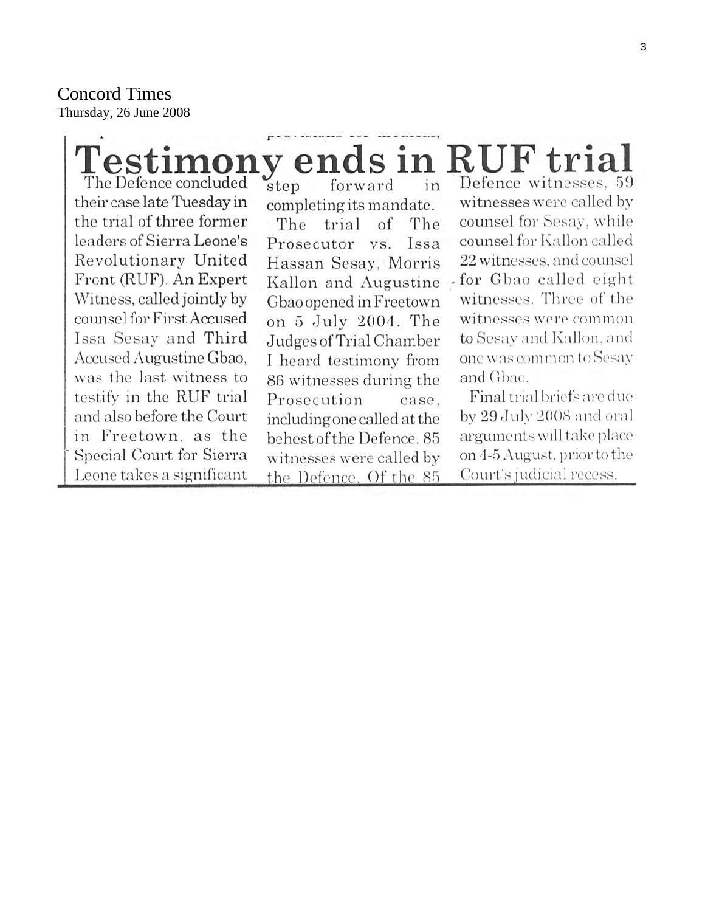Concord Times

Thursday, 26 June 2008

# Testimony ends in RUF trial

The Defence concluded their case late Tuesday in the trial of three former leaders of Sierra Leone's Revolutionary United Front (RUF). An Expert Witness, called jointly by counsel for First Accused Issa Sesay and Third Accused Augustine Gbao, was the last witness to testify in the RUF trial and also before the Court in Freetown, as the Special Court for Sierra Leone takes a significant step forward in completing its mandate.

The trial of The Prosecutor vs. Issa Hassan Sesay, Morris Kallon and Augustine Gbao opened in Freetown on 5 July 2004. The Judges of Trial Chamber I heard testimony from 86 witnesses during the Prosecution case, including one called at the behest of the Defence. 85 witnesses were called by the Defence. Of the 85 Defence witnesses, 59 witnesses were called by counsel for Sesay, while counsel for Kallon called 22 witnesses, and counsel for Gbao called eight witnesses. Three of the witnesses were common to Sesay and Kallon, and one was common to Sesay and Gbao.

Final trial briefs are due by 29 July 2008 and oral arguments will take place on 4-5 August, prior to the Court's judicial recess.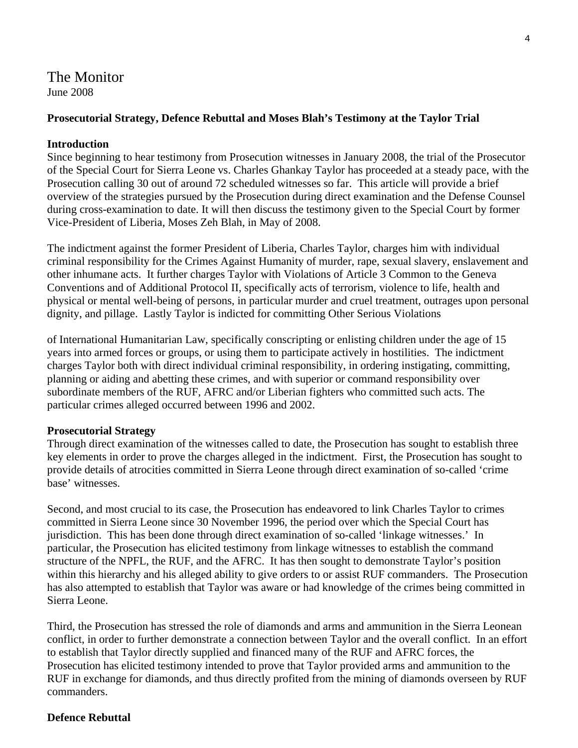# The Monitor

June 2008

**Prosecutorial Strategy, Defence Rebuttal and Moses Blah's Testimony at the Taylor Trial**

**Introduction**

Since beginning to hear testimony from Prosecution witnesses in January 2008, the trial of the Prosecutor of the Special Court for Sierra Leone vs. Charles Ghankay Taylor has proceeded at a steady pace, with the Prosecution calling 30 out of around 72 scheduled witnesses so far. This article will provide a brief overview of the strategies pursued by the Prosecution during direct examination and the Defense Counsel during cross-examination to date. It will then discuss the testimony given to the Special Court by former Vice-President of Liberia, Moses Zeh Blah, in May of 2008.

The indictment against the former President of Liberia, Charles Taylor, charges him with individual criminal responsibility for the Crimes Against Humanity of murder, rape, sexual slavery, enslavement and other inhumane acts. It further charges Taylor with Violations of Article 3 Common to the Geneva Conventions and of Additional Protocol II, specifically acts of terrorism, violence to life, health and physical or mental well-being of persons, in particular murder and cruel treatment, outrages upon personal dignity, and pillage. Lastly Taylor is indicted for committing Other Serious Violations of International Humanitarian Law, specifically conscripting or enlisting children under the age of 15 years into armed forces or groups, or using them to participate actively in hostilities. The indictment charges Taylor both with direct individual criminal responsibility, in ordering instigating, committing, planning or aiding and abetting these crimes, and with superior or command responsibility over subordinate members of the RUF, AFRC and/or Liberian fighters who committed such acts. The particular crimes alleged occurred between 1996 and 2002.

**Prosecutorial Strategy**

Through direct examination of the witnesses called to date, the Prosecution has sought to establish three key elements in order to prove the charges alleged in the indictment. First, the Prosecution has sought to provide details of atrocities committed in Sierra Leone through direct examination of so-called 'crime base' witnesses.

Second, and most crucial to its case, the Prosecution has endeavored to link Charles Taylor to crimes committed in Sierra Leone since 30 November 1996, the period over which the Special Court has jurisdiction. This has been done through direct examination of so-called 'linkage witnesses.' In particular, the Prosecution has elicited testimony from linkage witnesses to establish the command structure of the NPFL, the RUF, and the AFRC. It has then sought to demonstrate Taylor's position within this hierarchy and his alleged ability to give orders to or assist RUF commanders. The Prosecution has also attempted to establish that Taylor was aware or had knowledge of the crimes being committed in Sierra Leone.

Third, the Prosecution has stressed the role of diamonds and arms and ammunition in the Sierra Leonean conflict, in order to further demonstrate a connection between Taylor and the overall conflict. In an effort to establish that Taylor directly supplied and financed many of the RUF and AFRC forces, the Prosecution has elicited testimony intended to prove that Taylor provided arms and ammunition to the RUF in exchange for diamonds, and thus directly profited from the mining of diamonds overseen by RUF commanders.

**Defence Rebuttal**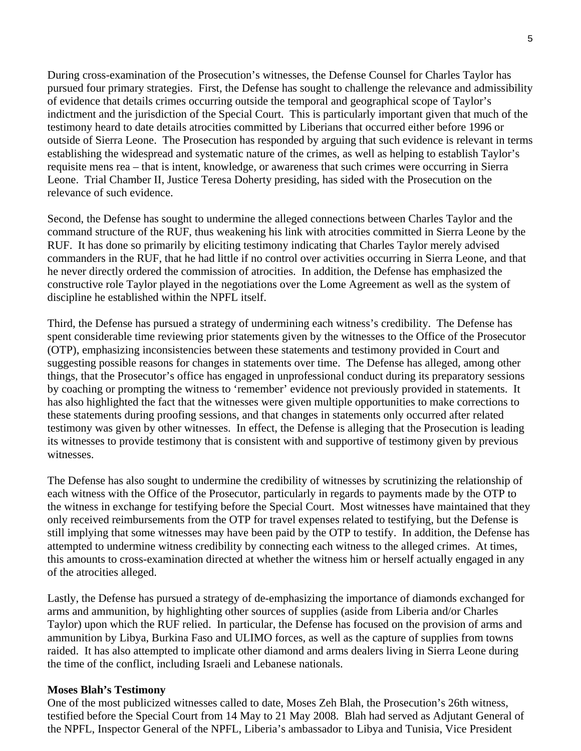During cross-examination of the Prosecution's witnesses, the Defense Counsel for Charles Taylor has pursued four primary strategies. First, the Defense has sought to challenge the relevance and admissibility of evidence that details crimes occurring outside the temporal and geographical scope of Taylor's indictment and the jurisdiction of the Special Court. This is particularly important given that much of the testimony heard to date details atrocities committed by Liberians that occurred either before 1996 or outside of Sierra Leone. The Prosecution has responded by arguing that such evidence is relevant in terms establishing the widespread and systematic nature of the crimes, as well as helping to establish Taylor's requisite mens rea – that is intent, knowledge, or awareness that such crimes were occurring in Sierra Leone. Trial Chamber II, Justice Teresa Doherty presiding, has sided with the Prosecution on the relevance of such evidence.

Second, the Defense has sought to undermine the alleged connections between Charles Taylor and the command structure of the RUF, thus weakening his link with atrocities committed in Sierra Leone by the RUF. It has done so primarily by eliciting testimony indicating that Charles Taylor merely advised commanders in the RUF, that he had little if no control over activities occurring in Sierra Leone, and that he never directly ordered the commission of atrocities. In addition, the Defense has emphasized the constructive role Taylor played in the negotiations over the Lome Agreement as well as the system of discipline he established within the NPFL itself.

Third, the Defense has pursued a strategy of undermining each witness's credibility. The Defense has spent considerable time reviewing prior statements given by the witnesses to the Office of the Prosecutor (OTP), emphasizing inconsistencies between these statements and testimony provided in Court and suggesting possible reasons for changes in statements over time. The Defense has alleged, among other things, that the Prosecutor's office has engaged in unprofessional conduct during its preparatory sessions by coaching or prompting the witness to 'remember' evidence not previously provided in statements. It has also highlighted the fact that the witnesses were given multiple opportunities to make corrections to these statements during proofing sessions, and that changes in statements only occurred after related testimony was given by other witnesses. In effect, the Defense is alleging that the Prosecution is leading its witnesses to provide testimony that is consistent with and supportive of testimony given by previous witnesses.

The Defense has also sought to undermine the credibility of witnesses by scrutinizing the relationship of each witness with the Office of the Prosecutor, particularly in regards to payments made by the OTP to the witness in exchange for testifying before the Special Court. Most witnesses have maintained that they only received reimbursements from the OTP for travel expenses related to testifying, but the Defense is still implying that some witnesses may have been paid by the OTP to testify. In addition, the Defense has attempted to undermine witness credibility by connecting each witness to the alleged crimes. At times, this amounts to cross-examination directed at whether the witness him or herself actually engaged in any of the atrocities alleged.

Lastly, the Defense has pursued a strategy of de-emphasizing the importance of diamonds exchanged for arms and ammunition, by highlighting other sources of supplies (aside from Liberia and/or Charles Taylor) upon which the RUF relied. In particular, the Defense has focused on the provision of arms and ammunition by Libya, Burkina Faso and ULIMO forces, as well as the capture of supplies from towns raided. It has also attempted to implicate other diamond and arms dealers living in Sierra Leone during the time of the conflict, including Israeli and Lebanese nationals.

**Moses Blah's Testimony**

One of the most publicized witnesses called to date, Moses Zeh Blah, the Prosecution's 26th witness, testified before the Special Court from 14 May to 21 May 2008. Blah had served as Adjutant General of the NPFL, Inspector General of the NPFL, Liberia's ambassador to Libya and Tunisia, Vice President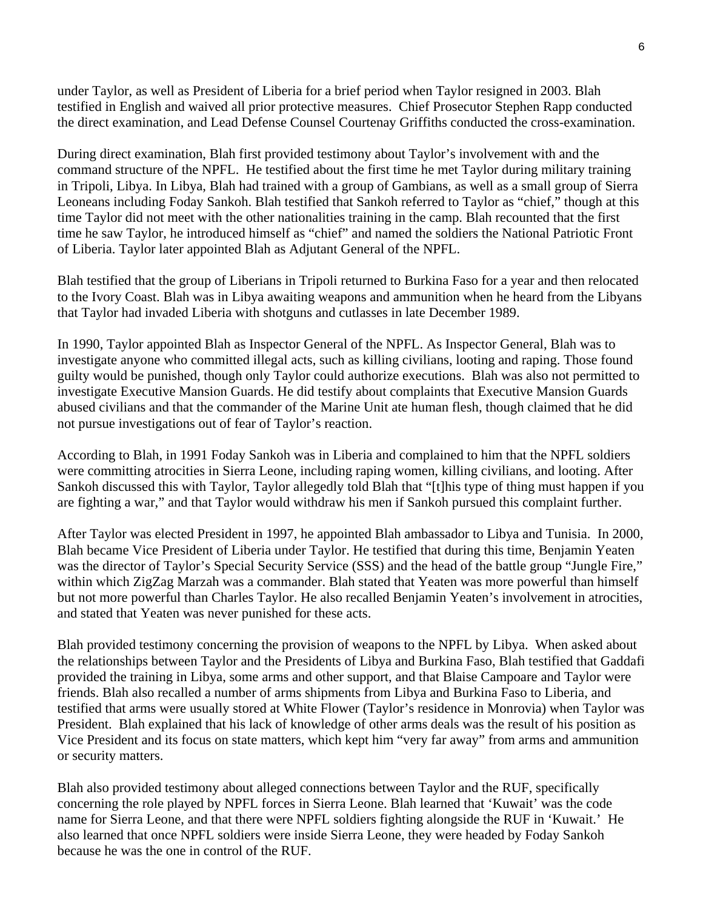under Taylor, as well as President of Liberia for a brief period when Taylor resigned in 2003. Blah testified in English and waived all prior protective measures. Chief Prosecutor Stephen Rapp conducted the direct examination, and Lead Defense Counsel Courtenay Griffiths conducted the cross-examination.

During direct examination, Blah first provided testimony about Taylor's involvement with and the command structure of the NPFL. He testified about the first time he met Taylor during military training in Tripoli, Libya. In Libya, Blah had trained with a group of Gambians, as well as a small group of Sierra Leoneans including Foday Sankoh. Blah testified that Sankoh referred to Taylor as "chief," though at this time Taylor did not meet with the other nationalities training in the camp. Blah recounted that the first time he saw Taylor, he introduced himself as "chief" and named the soldiers the National Patriotic Front of Liberia. Taylor later appointed Blah as Adjutant General of the NPFL.

Blah testified that the group of Liberians in Tripoli returned to Burkina Faso for a year and then relocated to the Ivory Coast. Blah was in Libya awaiting weapons and ammunition when he heard from the Libyans that Taylor had invaded Liberia with shotguns and cutlasses in late December 1989.

In 1990, Taylor appointed Blah as Inspector General of the NPFL. As Inspector General, Blah was to investigate anyone who committed illegal acts, such as killing civilians, looting and raping. Those found guilty would be punished, though only Taylor could authorize executions. Blah was also not permitted to investigate Executive Mansion Guards. He did testify about complaints that Executive Mansion Guards abused civilians and that the commander of the Marine Unit ate human flesh, though claimed that he did not pursue investigations out of fear of Taylor's reaction.

According to Blah, in 1991 Foday Sankoh was in Liberia and complained to him that the NPFL soldiers were committing atrocities in Sierra Leone, including raping women, killing civilians, and looting. After Sankoh discussed this with Taylor, Taylor allegedly told Blah that "[t]his type of thing must happen if you are fighting a war," and that Taylor would withdraw his men if Sankoh pursued this complaint further.

After Taylor was elected President in 1997, he appointed Blah ambassador to Libya and Tunisia. In 2000, Blah became Vice President of Liberia under Taylor. He testified that during this time, Benjamin Yeaten was the director of Taylor's Special Security Service (SSS) and the head of the battle group "Jungle Fire," within which ZigZag Marzah was a commander. Blah stated that Yeaten was more powerful than himself but not more powerful than Charles Taylor. He also recalled Benjamin Yeaten's involvement in atrocities, and stated that Yeaten was never punished for these acts.

Blah provided testimony concerning the provision of weapons to the NPFL by Libya. When asked about the relationships between Taylor and the Presidents of Libya and Burkina Faso, Blah testified that Gaddafi provided the training in Libya, some arms and other support, and that Blaise Campoare and Taylor were friends. Blah also recalled a number of arms shipments from Libya and Burkina Faso to Liberia, and testified that arms were usually stored at White Flower (Taylor's residence in Monrovia) when Taylor was President. Blah explained that his lack of knowledge of other arms deals was the result of his position as Vice President and its focus on state matters, which kept him "very far away" from arms and ammunition or security matters.

Blah also provided testimony about alleged connections between Taylor and the RUF, specifically concerning the role played by NPFL forces in Sierra Leone. Blah learned that 'Kuwait' was the code name for Sierra Leone, and that there were NPFL soldiers fighting alongside the RUF in 'Kuwait.' He also learned that once NPFL soldiers were inside Sierra Leone, they were headed by Foday Sankoh because he was the one in control of the RUF.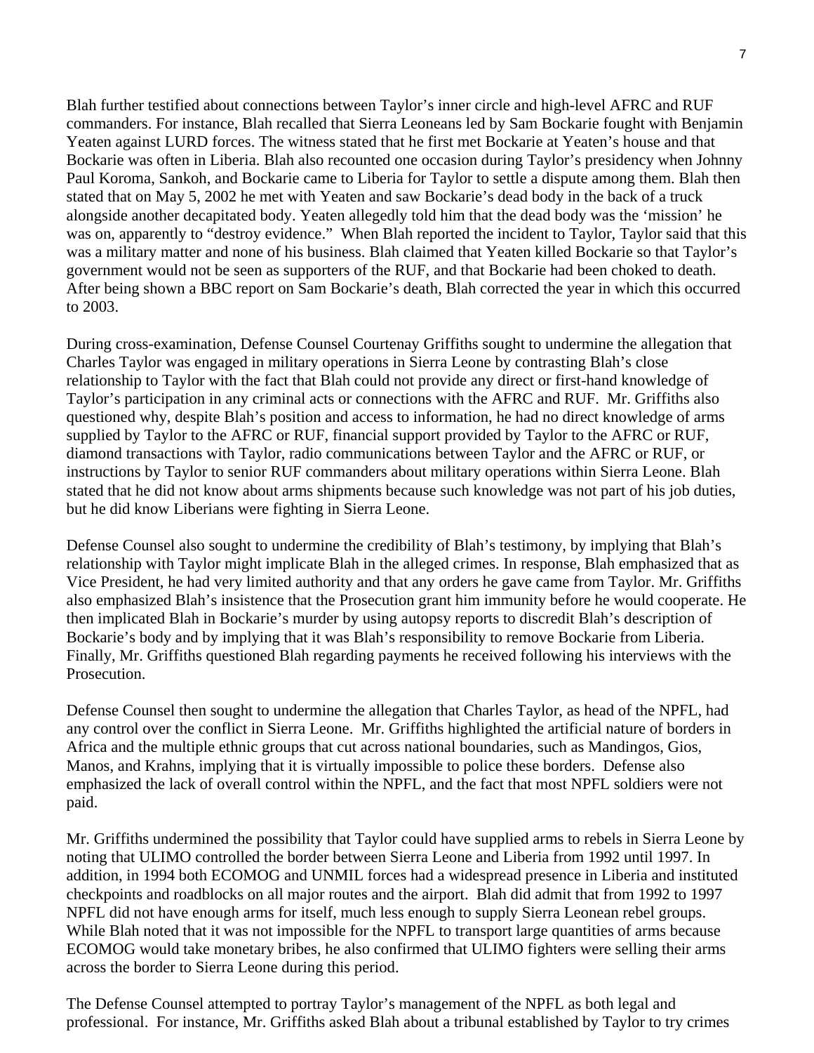Blah further testified about connections between Taylor's inner circle and high-level AFRC and RUF commanders. For instance, Blah recalled that Sierra Leoneans led by Sam Bockarie fought with Benjamin Yeaten against LURD forces. The witness stated that he first met Bockarie at Yeaten's house and that Bockarie was often in Liberia. Blah also recounted one occasion during Taylor's presidency when Johnny Paul Koroma, Sankoh, and Bockarie came to Liberia for Taylor to settle a dispute among them. Blah then stated that on May 5, 2002 he met with Yeaten and saw Bockarie's dead body in the back of a truck alongside another decapitated body. Yeaten allegedly told him that the dead body was the 'mission' he was on, apparently to "destroy evidence." When Blah reported the incident to Taylor, Taylor said that this was a military matter and none of his business. Blah claimed that Yeaten killed Bockarie so that Taylor's government would not be seen as supporters of the RUF, and that Bockarie had been choked to death. After being shown a BBC report on Sam Bockarie's death, Blah corrected the year in which this occurred to 2003.

During cross-examination, Defense Counsel Courtenay Griffiths sought to undermine the allegation that Charles Taylor was engaged in military operations in Sierra Leone by contrasting Blah's close relationship to Taylor with the fact that Blah could not provide any direct or first-hand knowledge of Taylor's participation in any criminal acts or connections with the AFRC and RUF. Mr. Griffiths also questioned why, despite Blah's position and access to information, he had no direct knowledge of arms supplied by Taylor to the AFRC or RUF, financial support provided by Taylor to the AFRC or RUF, diamond transactions with Taylor, radio communications between Taylor and the AFRC or RUF, or instructions by Taylor to senior RUF commanders about military operations within Sierra Leone. Blah stated that he did not know about arms shipments because such knowledge was not part of his job duties, but he did know Liberians were fighting in Sierra Leone.

Defense Counsel also sought to undermine the credibility of Blah's testimony, by implying that Blah's relationship with Taylor might implicate Blah in the alleged crimes. In response, Blah emphasized that as Vice President, he had very limited authority and that any orders he gave came from Taylor. Mr. Griffiths also emphasized Blah's insistence that the Prosecution grant him immunity before he would cooperate. He then implicated Blah in Bockarie's murder by using autopsy reports to discredit Blah's description of Bockarie's body and by implying that it was Blah's responsibility to remove Bockarie from Liberia. Finally, Mr. Griffiths questioned Blah regarding payments he received following his interviews with the Prosecution.

Defense Counsel then sought to undermine the allegation that Charles Taylor, as head of the NPFL, had any control over the conflict in Sierra Leone. Mr. Griffiths highlighted the artificial nature of borders in Africa and the multiple ethnic groups that cut across national boundaries, such as Mandingos, Gios, Manos, and Krahns, implying that it is virtually impossible to police these borders. Defense also emphasized the lack of overall control within the NPFL, and the fact that most NPFL soldiers were not paid.

Mr. Griffiths undermined the possibility that Taylor could have supplied arms to rebels in Sierra Leone by noting that ULIMO controlled the border between Sierra Leone and Liberia from 1992 until 1997. In addition, in 1994 both ECOMOG and UNMIL forces had a widespread presence in Liberia and instituted checkpoints and roadblocks on all major routes and the airport. Blah did admit that from 1992 to 1997 NPFL did not have enough arms for itself, much less enough to supply Sierra Leonean rebel groups. While Blah noted that it was not impossible for the NPFL to transport large quantities of arms because ECOMOG would take monetary bribes, he also confirmed that ULIMO fighters were selling their arms across the border to Sierra Leone during this period.

The Defense Counsel attempted to portray Taylor's management of the NPFL as both legal and professional. For instance, Mr. Griffiths asked Blah about a tribunal established by Taylor to try crimes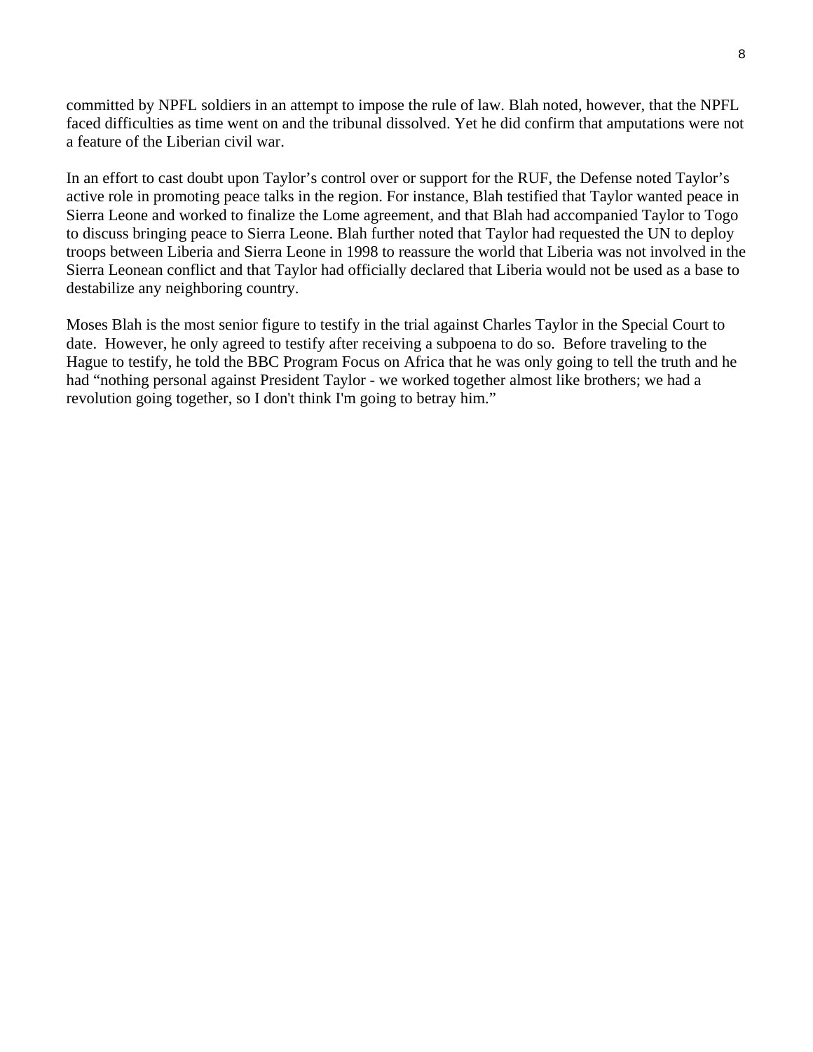committed by NPFL soldiers in an attempt to impose the rule of law. Blah noted, however, that the NPFL faced difficulties as time went on and the tribunal dissolved. Yet he did confirm that amputations were not a feature of the Liberian civil war.

In an effort to cast doubt upon Taylor's control over or support for the RUF, the Defense noted Taylor's active role in promoting peace talks in the region. For instance, Blah testified that Taylor wanted peace in Sierra Leone and worked to finalize the Lome agreement, and that Blah had accompanied Taylor to Togo to discuss bringing peace to Sierra Leone. Blah further noted that Taylor had requested the UN to deploy troops between Liberia and Sierra Leone in 1998 to reassure the world that Liberia was not involved in the Sierra Leonean conflict and that Taylor had officially declared that Liberia would not be used as a base to destabilize any neighboring country.

Moses Blah is the most senior figure to testify in the trial against Charles Taylor in the Special Court to date. However, he only agreed to testify after receiving a subpoena to do so. Before traveling to the Hague to testify, he told the BBC Program Focus on Africa that he was only going to tell the truth and he had "nothing personal against President Taylor - we worked together almost like brothers; we had a revolution going together, so I don't think I'm going to betray him."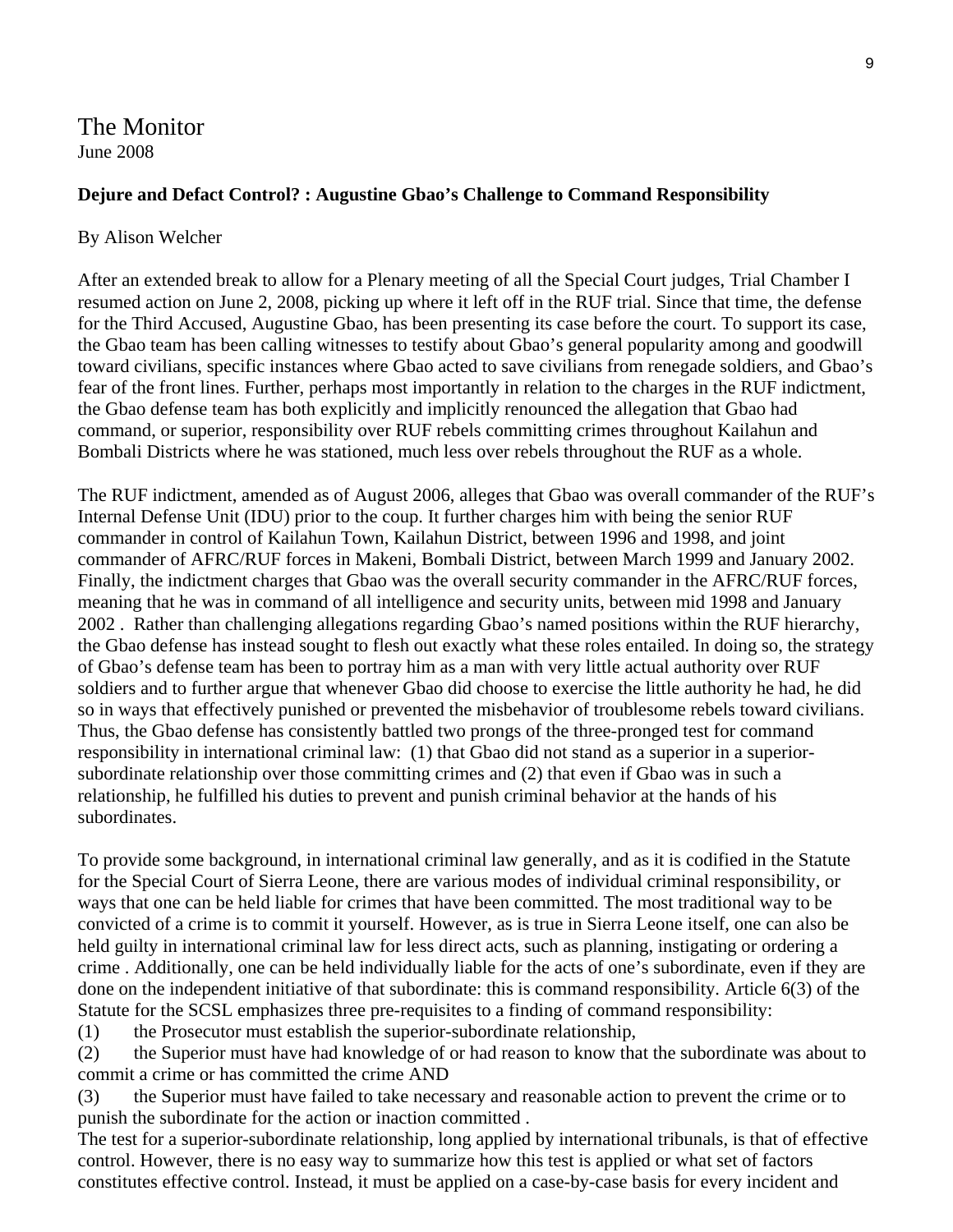# The Monitor

June 2008

**Dejure and Defact Control? : Augustine Gbao's Challenge to Command Responsibility**

By Alison Welcher

After an extended break to allow for a Plenary meeting of all the Special Court judges, Trial Chamber I resumed action on June 2, 2008, picking up where it left off in the RUF trial. Since that time, the defense for the Third Accused, Augustine Gbao, has been presenting its case before the court. To support its case, the Gbao team has been calling witnesses to testify about Gbao's general popularity among and goodwill toward civilians, specific instances where Gbao acted to save civilians from renegade soldiers, and Gbao's fear of the front lines. Further, perhaps most importantly in relation to the charges in the RUF indictment, the Gbao defense team has both explicitly and implicitly renounced the allegation that Gbao had command, or superior, responsibility over RUF rebels committing crimes throughout Kailahun and Bombali Districts where he was stationed, much less over rebels throughout the RUF as a whole.

The RUF indictment, amended as of August 2006, alleges that Gbao was overall commander of the RUF's Internal Defense Unit (IDU) prior to the coup. It further charges him with being the senior RUF commander in control of Kailahun Town, Kailahun District, between 1996 and 1998, and joint commander of AFRC/RUF forces in Makeni, Bombali District, between March 1999 and January 2002. Finally, the indictment charges that Gbao was the overall security commander in the AFRC/RUF forces, meaning that he was in command of all intelligence and security units, between mid 1998 and January 2002 . Rather than challenging allegations regarding Gbao's named positions within the RUF hierarchy, the Gbao defense has instead sought to flesh out exactly what these roles entailed. In doing so, the strategy of Gbao's defense team has been to portray him as a man with very little actual authority over RUF soldiers and to further argue that whenever Gbao did choose to exercise the little authority he had, he did so in ways that effectively punished or prevented the misbehavior of troublesome rebels toward civilians. Thus, the Gbao defense has consistently battled two prongs of the three-pronged test for command responsibility in international criminal law: (1) that Gbao did not stand as a superior in a superior-subordinate relationship over those committing crimes and (2) that even if Gbao was in such a relationship, he fulfilled his duties to prevent and punish criminal behavior at the hands of his subordinates.

To provide some background, in international criminal law generally, and as it is codified in the Statute for the Special Court of Sierra Leone, there are various modes of individual criminal responsibility, or ways that one can be held liable for crimes that have been committed. The most traditional way to be convicted of a crime is to commit it yourself. However, as is true in Sierra Leone itself, one can also be held guilty in international criminal law for less direct acts, such as planning, instigating or ordering a crime . Additionally, one can be held individually liable for the acts of one's subordinate, even if they are done on the independent initiative of that subordinate: this is command responsibility. Article 6(3) of the Statute for the SCSL emphasizes three pre-requisites to a finding of command responsibility:

(1) the Prosecutor must establish the superior-subordinate relationship,

(2) the Superior must have had knowledge of or had reason to know that the subordinate was about to commit a crime or has committed the crime AND

(3) the Superior must have failed to take necessary and reasonable action to prevent the crime or to punish the subordinate for the action or inaction committed .

The test for a superior-subordinate relationship, long applied by international tribunals, is that of effective control. However, there is no easy way to summarize how this test is applied or what set of factors constitutes effective control. Instead, it must be applied on a case-by-case basis for every incident and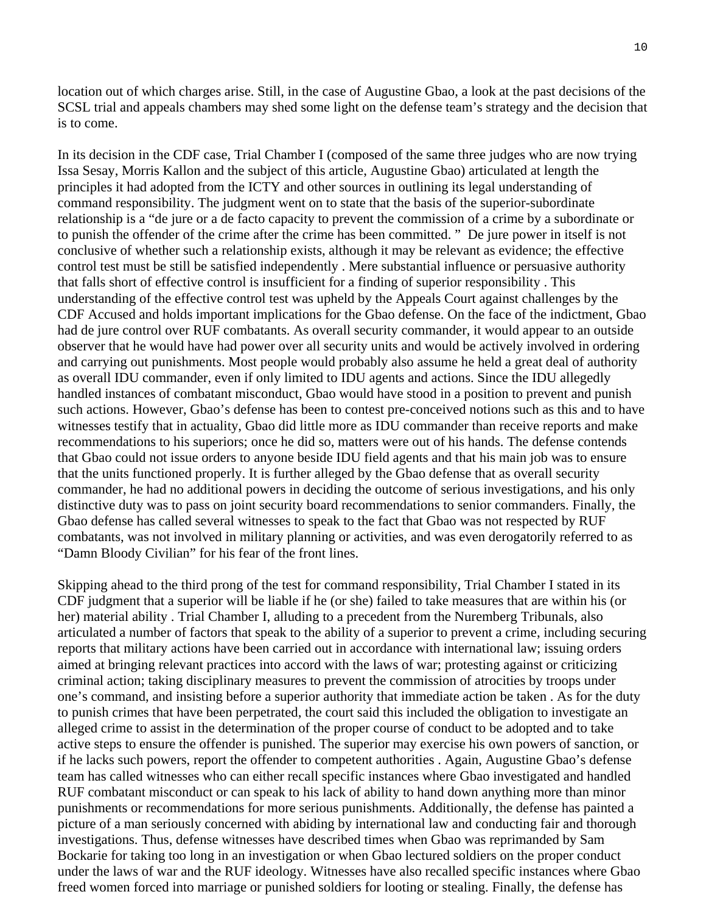location out of which charges arise. Still, in the case of Augustine Gbao, a look at the past decisions of the SCSL trial and appeals chambers may shed some light on the defense team's strategy and the decision that is to come.

In its decision in the CDF case, Trial Chamber I (composed of the same three judges who are now trying Issa Sesay, Morris Kallon and the subject of this article, Augustine Gbao) articulated at length the principles it had adopted from the ICTY and other sources in outlining its legal understanding of command responsibility. The judgment went on to state that the basis of the superior-subordinate relationship is a "de jure or a de facto capacity to prevent the commission of a crime by a subordinate or to punish the offender of the crime after the crime has been committed. " De jure power in itself is not conclusive of whether such a relationship exists, although it may be relevant as evidence; the effective control test must be still be satisfied independently . Mere substantial influence or persuasive authority that falls short of effective control is insufficient for a finding of superior responsibility . This understanding of the effective control test was upheld by the Appeals Court against challenges by the CDF Accused and holds important implications for the Gbao defense. On the face of the indictment, Gbao had de jure control over RUF combatants. As overall security commander, it would appear to an outside observer that he would have had power over all security units and would be actively involved in ordering and carrying out punishments. Most people would probably also assume he held a great deal of authority as overall IDU commander, even if only limited to IDU agents and actions. Since the IDU allegedly handled instances of combatant misconduct, Gbao would have stood in a position to prevent and punish such actions. However, Gbao's defense has been to contest pre-conceived notions such as this and to have witnesses testify that in actuality, Gbao did little more as IDU commander than receive reports and make recommendations to his superiors; once he did so, matters were out of his hands. The defense contends that Gbao could not issue orders to anyone beside IDU field agents and that his main job was to ensure that the units functioned properly. It is further alleged by the Gbao defense that as overall security commander, he had no additional powers in deciding the outcome of serious investigations, and his only distinctive duty was to pass on joint security board recommendations to senior commanders. Finally, the Gbao defense has called several witnesses to speak to the fact that Gbao was not respected by RUF combatants, was not involved in military planning or activities, and was even derogatorily referred to as "Damn Bloody Civilian" for his fear of the front lines.

Skipping ahead to the third prong of the test for command responsibility, Trial Chamber I stated in its CDF judgment that a superior will be liable if he (or she) failed to take measures that are within his (or her) material ability . Trial Chamber I, alluding to a precedent from the Nuremberg Tribunals, also articulated a number of factors that speak to the ability of a superior to prevent a crime, including securing reports that military actions have been carried out in accordance with international law; issuing orders aimed at bringing relevant practices into accord with the laws of war; protesting against or criticizing criminal action; taking disciplinary measures to prevent the commission of atrocities by troops under one's command, and insisting before a superior authority that immediate action be taken . As for the duty to punish crimes that have been perpetrated, the court said this included the obligation to investigate an alleged crime to assist in the determination of the proper course of conduct to be adopted and to take active steps to ensure the offender is punished. The superior may exercise his own powers of sanction, or if he lacks such powers, report the offender to competent authorities . Again, Augustine Gbao's defense team has called witnesses who can either recall specific instances where Gbao investigated and handled RUF combatant misconduct or can speak to his lack of ability to hand down anything more than minor punishments or recommendations for more serious punishments. Additionally, the defense has painted a picture of a man seriously concerned with abiding by international law and conducting fair and thorough investigations. Thus, defense witnesses have described times when Gbao was reprimanded by Sam Bockarie for taking too long in an investigation or when Gbao lectured soldiers on the proper conduct under the laws of war and the RUF ideology. Witnesses have also recalled specific instances where Gbao freed women forced into marriage or punished soldiers for looting or stealing. Finally, the defense has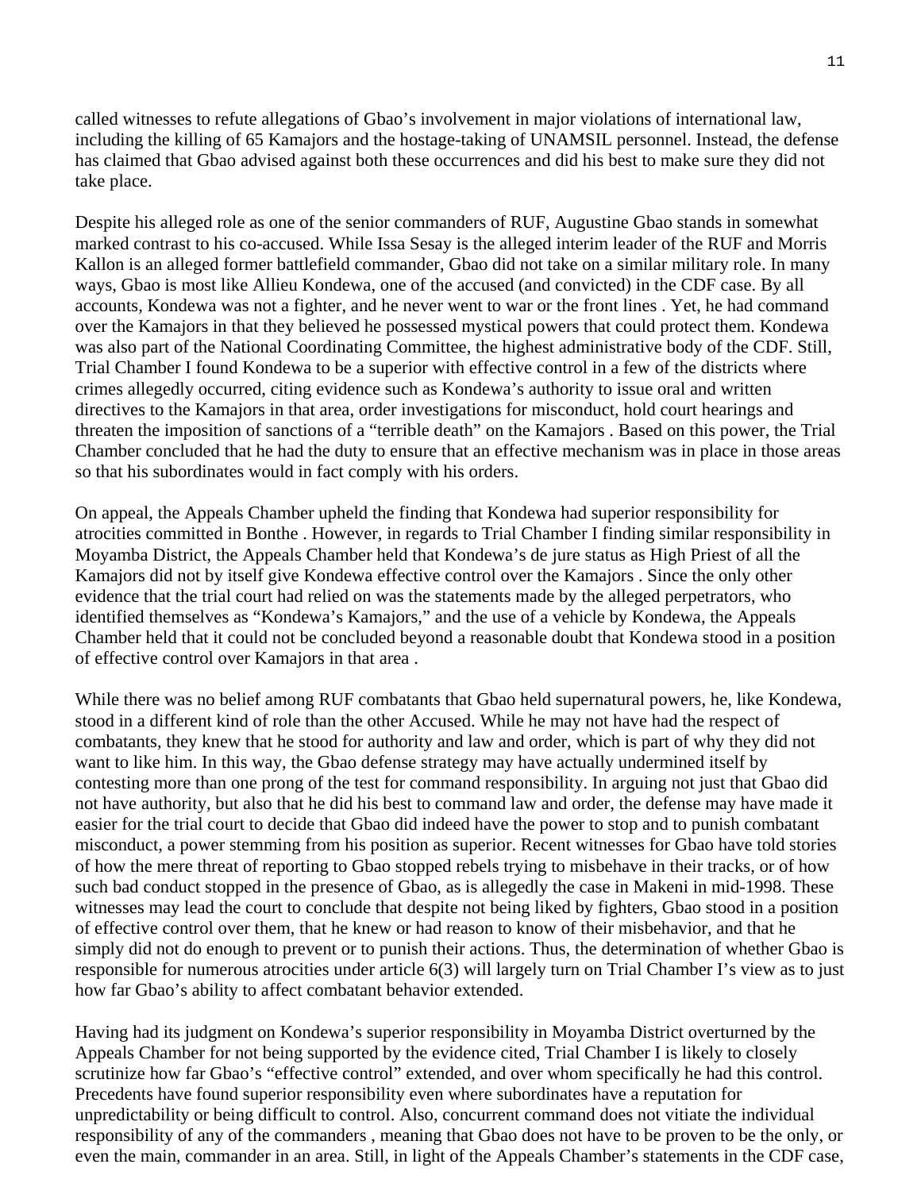called witnesses to refute allegations of Gbao's involvement in major violations of international law, including the killing of 65 Kamajors and the hostage-taking of UNAMSIL personnel. Instead, the defense has claimed that Gbao advised against both these occurrences and did his best to make sure they did not take place.

Despite his alleged role as one of the senior commanders of RUF, Augustine Gbao stands in somewhat marked contrast to his co-accused. While Issa Sesay is the alleged interim leader of the RUF and Morris Kallon is an alleged former battlefield commander, Gbao did not take on a similar military role. In many ways, Gbao is most like Allieu Kondewa, one of the accused (and convicted) in the CDF case. By all accounts, Kondewa was not a fighter, and he never went to war or the front lines . Yet, he had command over the Kamajors in that they believed he possessed mystical powers that could protect them. Kondewa was also part of the National Coordinating Committee, the highest administrative body of the CDF. Still, Trial Chamber I found Kondewa to be a superior with effective control in a few of the districts where crimes allegedly occurred, citing evidence such as Kondewa's authority to issue oral and written directives to the Kamajors in that area, order investigations for misconduct, hold court hearings and threaten the imposition of sanctions of a "terrible death" on the Kamajors . Based on this power, the Trial Chamber concluded that he had the duty to ensure that an effective mechanism was in place in those areas so that his subordinates would in fact comply with his orders.

On appeal, the Appeals Chamber upheld the finding that Kondewa had superior responsibility for atrocities committed in Bonthe . However, in regards to Trial Chamber I finding similar responsibility in Moyamba District, the Appeals Chamber held that Kondewa's de jure status as High Priest of all the Kamajors did not by itself give Kondewa effective control over the Kamajors . Since the only other evidence that the trial court had relied on was the statements made by the alleged perpetrators, who identified themselves as "Kondewa's Kamajors," and the use of a vehicle by Kondewa, the Appeals Chamber held that it could not be concluded beyond a reasonable doubt that Kondewa stood in a position of effective control over Kamajors in that area .

While there was no belief among RUF combatants that Gbao held supernatural powers, he, like Kondewa, stood in a different kind of role than the other Accused. While he may not have had the respect of combatants, they knew that he stood for authority and law and order, which is part of why they did not want to like him. In this way, the Gbao defense strategy may have actually undermined itself by contesting more than one prong of the test for command responsibility. In arguing not just that Gbao did not have authority, but also that he did his best to command law and order, the defense may have made it easier for the trial court to decide that Gbao did indeed have the power to stop and to punish combatant misconduct, a power stemming from his position as superior. Recent witnesses for Gbao have told stories of how the mere threat of reporting to Gbao stopped rebels trying to misbehave in their tracks, or of how such bad conduct stopped in the presence of Gbao, as is allegedly the case in Makeni in mid-1998. These witnesses may lead the court to conclude that despite not being liked by fighters, Gbao stood in a position of effective control over them, that he knew or had reason to know of their misbehavior, and that he simply did not do enough to prevent or to punish their actions. Thus, the determination of whether Gbao is responsible for numerous atrocities under article 6(3) will largely turn on Trial Chamber I's view as to just how far Gbao's ability to affect combatant behavior extended.

Having had its judgment on Kondewa's superior responsibility in Moyamba District overturned by the Appeals Chamber for not being supported by the evidence cited, Trial Chamber I is likely to closely scrutinize how far Gbao's "effective control" extended, and over whom specifically he had this control. Precedents have found superior responsibility even where subordinates have a reputation for unpredictability or being difficult to control. Also, concurrent command does not vitiate the individual responsibility of any of the commanders , meaning that Gbao does not have to be proven to be the only, or even the main, commander in an area. Still, in light of the Appeals Chamber's statements in the CDF case,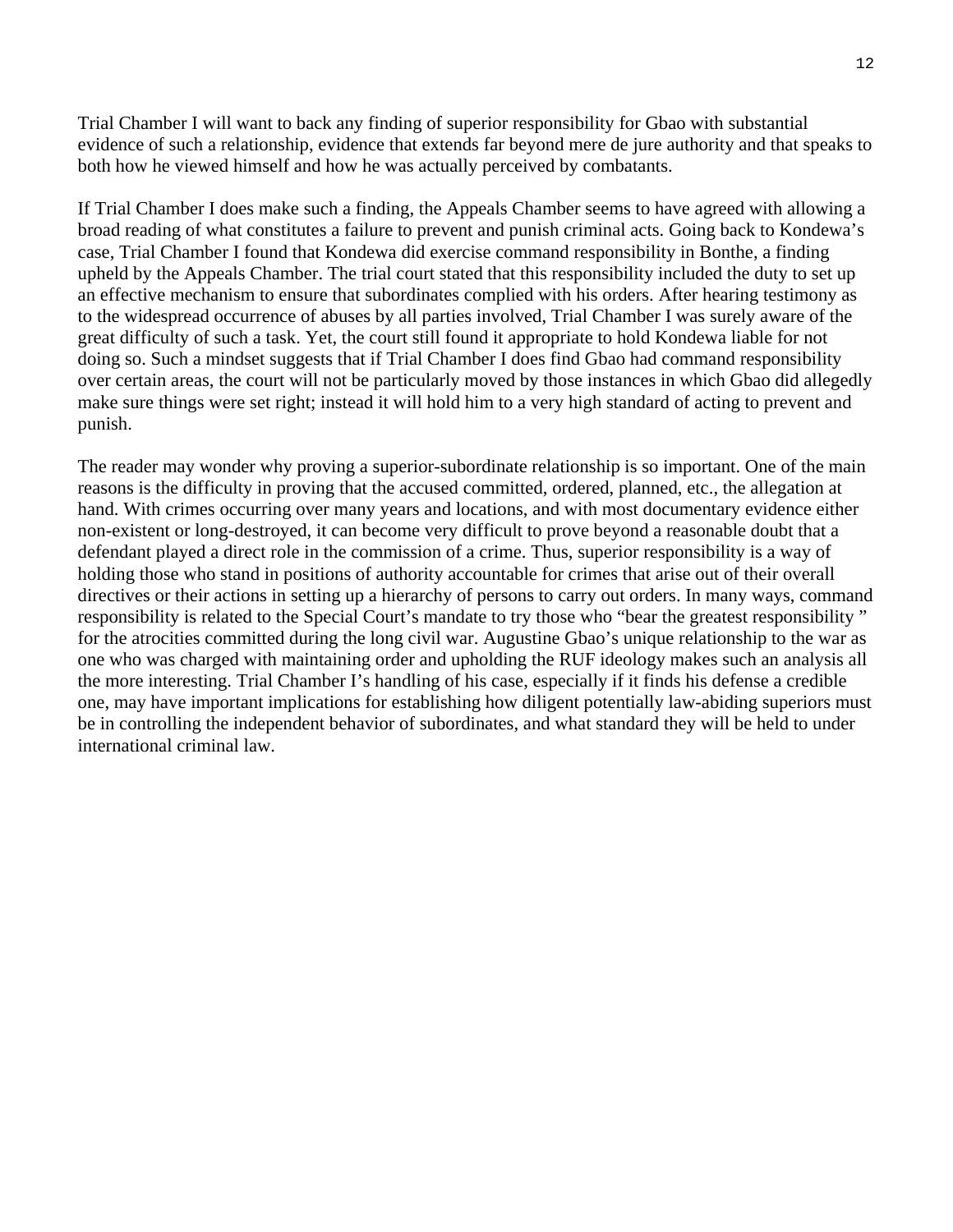Trial Chamber I will want to back any finding of superior responsibility for Gbao with substantial evidence of such a relationship, evidence that extends far beyond mere de jure authority and that speaks to both how he viewed himself and how he was actually perceived by combatants.

If Trial Chamber I does make such a finding, the Appeals Chamber seems to have agreed with allowing a broad reading of what constitutes a failure to prevent and punish criminal acts. Going back to Kondewa's case, Trial Chamber I found that Kondewa did exercise command responsibility in Bonthe, a finding upheld by the Appeals Chamber. The trial court stated that this responsibility included the duty to set up an effective mechanism to ensure that subordinates complied with his orders. After hearing testimony as to the widespread occurrence of abuses by all parties involved, Trial Chamber I was surely aware of the great difficulty of such a task. Yet, the court still found it appropriate to hold Kondewa liable for not doing so. Such a mindset suggests that if Trial Chamber I does find Gbao had command responsibility over certain areas, the court will not be particularly moved by those instances in which Gbao did allegedly make sure things were set right; instead it will hold him to a very high standard of acting to prevent and punish.

The reader may wonder why proving a superior-subordinate relationship is so important. One of the main reasons is the difficulty in proving that the accused committed, ordered, planned, etc., the allegation at hand. With crimes occurring over many years and locations, and with most documentary evidence either non-existent or long-destroyed, it can become very difficult to prove beyond a reasonable doubt that a defendant played a direct role in the commission of a crime. Thus, superior responsibility is a way of holding those who stand in positions of authority accountable for crimes that arise out of their overall directives or their actions in setting up a hierarchy of persons to carry out orders. In many ways, command responsibility is related to the Special Court's mandate to try those who "bear the greatest responsibility " for the atrocities committed during the long civil war. Augustine Gbao's unique relationship to the war as one who was charged with maintaining order and upholding the RUF ideology makes such an analysis all the more interesting. Trial Chamber I's handling of his case, especially if it finds his defense a credible one, may have important implications for establishing how diligent potentially law-abiding superiors must be in controlling the independent behavior of subordinates, and what standard they will be held to under international criminal law.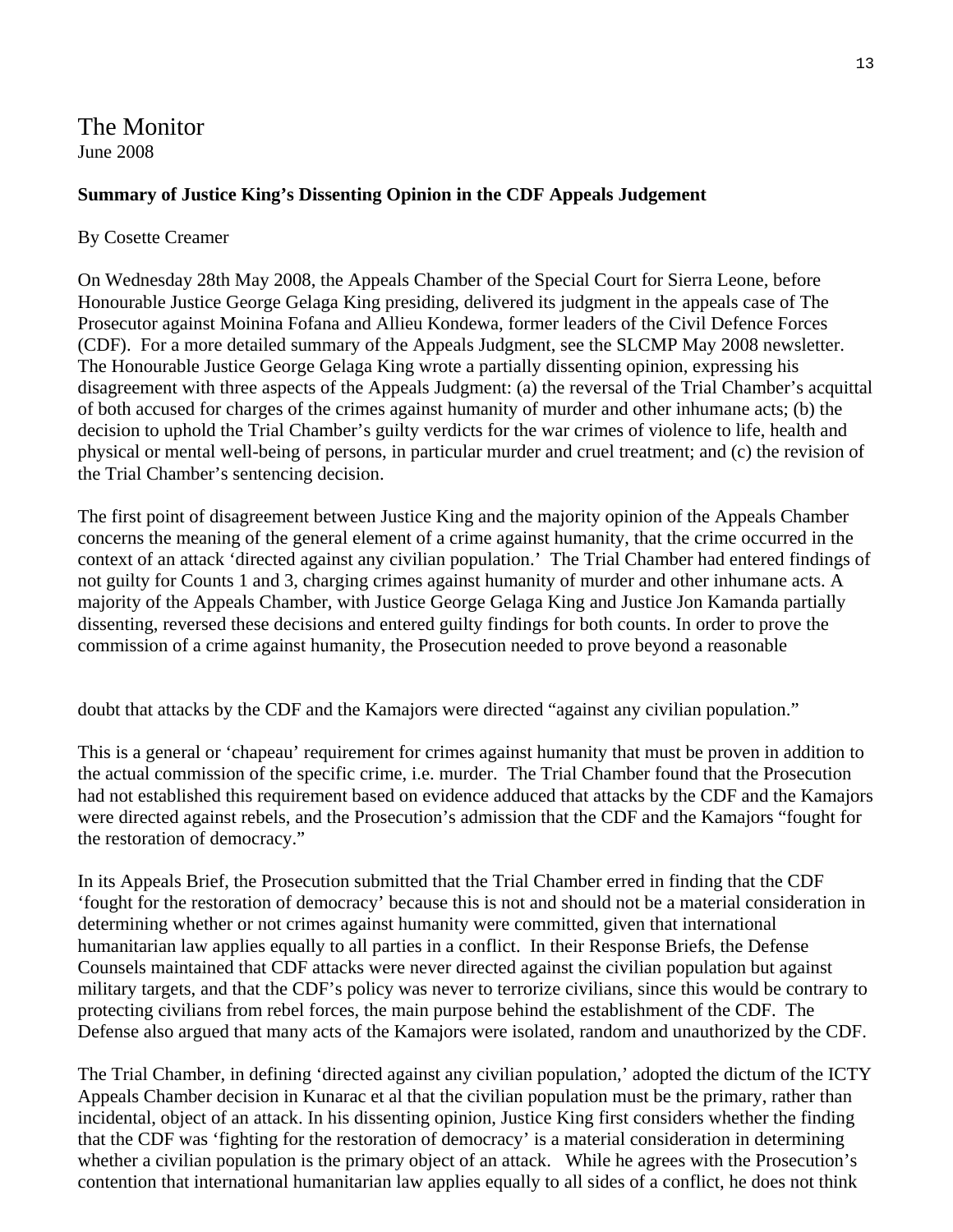# The Monitor

June 2008

**Summary of Justice King's Dissenting Opinion in the CDF Appeals Judgement**

By Cosette Creamer

On Wednesday 28th May 2008, the Appeals Chamber of the Special Court for Sierra Leone, before Honourable Justice George Gelaga King presiding, delivered its judgment in the appeals case of The Prosecutor against Moinina Fofana and Allieu Kondewa, former leaders of the Civil Defence Forces (CDF). For a more detailed summary of the Appeals Judgment, see the SLCMP May 2008 newsletter. The Honourable Justice George Gelaga King wrote a partially dissenting opinion, expressing his disagreement with three aspects of the Appeals Judgment: (a) the reversal of the Trial Chamber's acquittal of both accused for charges of the crimes against humanity of murder and other inhumane acts; (b) the decision to uphold the Trial Chamber's guilty verdicts for the war crimes of violence to life, health and physical or mental well-being of persons, in particular murder and cruel treatment; and (c) the revision of the Trial Chamber's sentencing decision.

The first point of disagreement between Justice King and the majority opinion of the Appeals Chamber concerns the meaning of the general element of a crime against humanity, that the crime occurred in the context of an attack 'directed against any civilian population.' The Trial Chamber had entered findings of not guilty for Counts 1 and 3, charging crimes against humanity of murder and other inhumane acts. A majority of the Appeals Chamber, with Justice George Gelaga King and Justice Jon Kamanda partially dissenting, reversed these decisions and entered guilty findings for both counts. In order to prove the commission of a crime against humanity, the Prosecution needed to prove beyond a reasonable doubt that attacks by the CDF and the Kamajors were directed "against any civilian population."

This is a general or 'chapeau' requirement for crimes against humanity that must be proven in addition to the actual commission of the specific crime, i.e. murder. The Trial Chamber found that the Prosecution had not established this requirement based on evidence adduced that attacks by the CDF and the Kamajors were directed against rebels, and the Prosecution's admission that the CDF and the Kamajors "fought for the restoration of democracy."

In its Appeals Brief, the Prosecution submitted that the Trial Chamber erred in finding that the CDF 'fought for the restoration of democracy' because this is not and should not be a material consideration in determining whether or not crimes against humanity were committed, given that international humanitarian law applies equally to all parties in a conflict. In their Response Briefs, the Defense Counsels maintained that CDF attacks were never directed against the civilian population but against military targets, and that the CDF's policy was never to terrorize civilians, since this would be contrary to protecting civilians from rebel forces, the main purpose behind the establishment of the CDF. The Defense also argued that many acts of the Kamajors were isolated, random and unauthorized by the CDF.

The Trial Chamber, in defining 'directed against any civilian population,' adopted the dictum of the ICTY Appeals Chamber decision in Kunarac et al that the civilian population must be the primary, rather than incidental, object of an attack. In his dissenting opinion, Justice King first considers whether the finding that the CDF was 'fighting for the restoration of democracy' is a material consideration in determining whether a civilian population is the primary object of an attack. While he agrees with the Prosecution's contention that international humanitarian law applies equally to all sides of a conflict, he does not think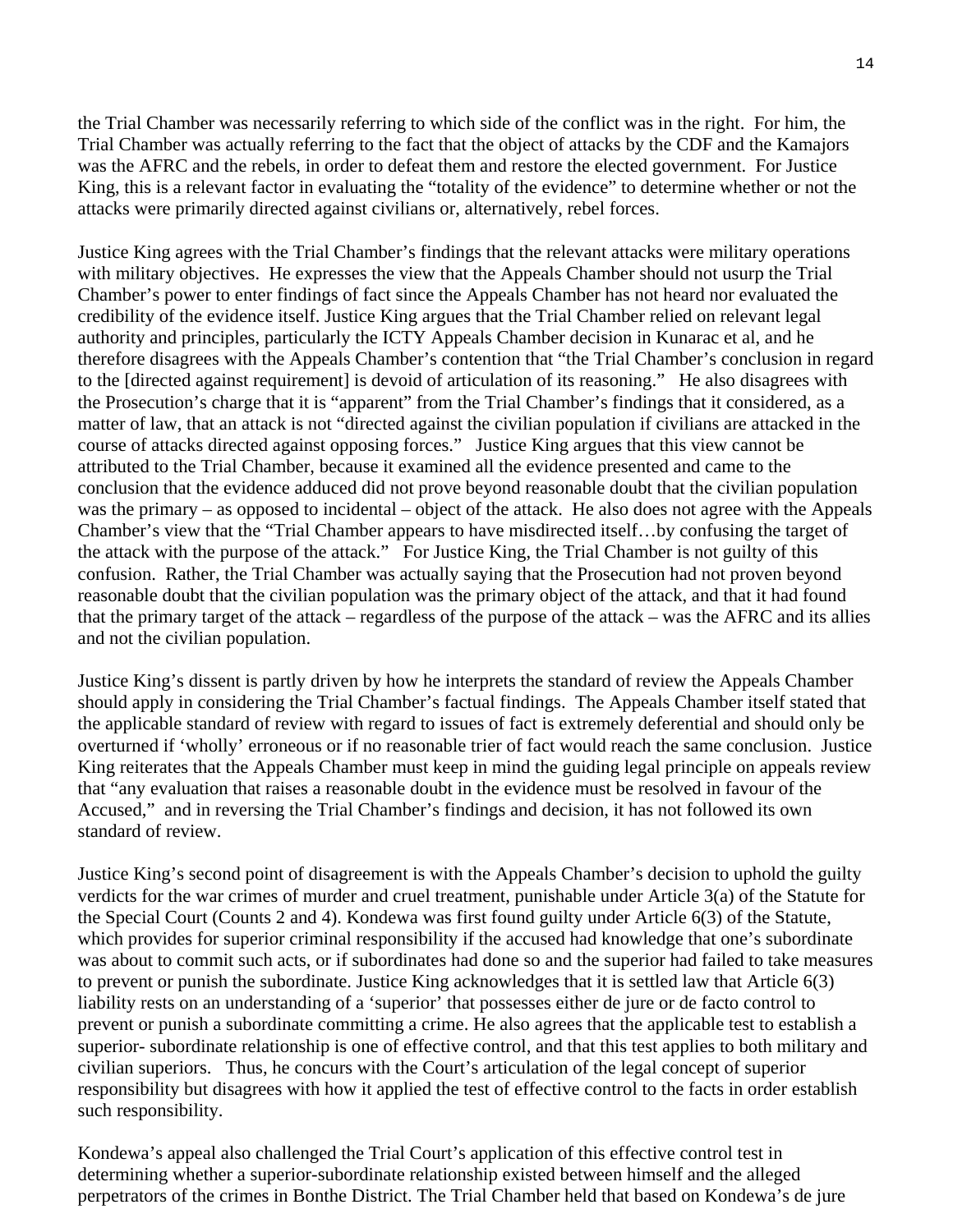the Trial Chamber was necessarily referring to which side of the conflict was in the right. For him, the Trial Chamber was actually referring to the fact that the object of attacks by the CDF and the Kamajors was the AFRC and the rebels, in order to defeat them and restore the elected government. For Justice King, this is a relevant factor in evaluating the "totality of the evidence" to determine whether or not the attacks were primarily directed against civilians or, alternatively, rebel forces.

Justice King agrees with the Trial Chamber's findings that the relevant attacks were military operations with military objectives. He expresses the view that the Appeals Chamber should not usurp the Trial Chamber's power to enter findings of fact since the Appeals Chamber has not heard nor evaluated the credibility of the evidence itself. Justice King argues that the Trial Chamber relied on relevant legal authority and principles, particularly the ICTY Appeals Chamber decision in Kunarac et al, and he therefore disagrees with the Appeals Chamber's contention that "the Trial Chamber's conclusion in regard to the [directed against requirement] is devoid of articulation of its reasoning." He also disagrees with the Prosecution's charge that it is "apparent" from the Trial Chamber's findings that it considered, as a matter of law, that an attack is not "directed against the civilian population if civilians are attacked in the course of attacks directed against opposing forces." Justice King argues that this view cannot be attributed to the Trial Chamber, because it examined all the evidence presented and came to the conclusion that the evidence adduced did not prove beyond reasonable doubt that the civilian population was the primary – as opposed to incidental – object of the attack. He also does not agree with the Appeals Chamber's view that the "Trial Chamber appears to have misdirected itself…by confusing the target of the attack with the purpose of the attack." For Justice King, the Trial Chamber is not guilty of this confusion. Rather, the Trial Chamber was actually saying that the Prosecution had not proven beyond reasonable doubt that the civilian population was the primary object of the attack, and that it had found that the primary target of the attack – regardless of the purpose of the attack – was the AFRC and its allies and not the civilian population.

Justice King's dissent is partly driven by how he interprets the standard of review the Appeals Chamber should apply in considering the Trial Chamber's factual findings. The Appeals Chamber itself stated that the applicable standard of review with regard to issues of fact is extremely deferential and should only be overturned if 'wholly' erroneous or if no reasonable trier of fact would reach the same conclusion. Justice King reiterates that the Appeals Chamber must keep in mind the guiding legal principle on appeals review that "any evaluation that raises a reasonable doubt in the evidence must be resolved in favour of the Accused," and in reversing the Trial Chamber's findings and decision, it has not followed its own standard of review.

Justice King's second point of disagreement is with the Appeals Chamber's decision to uphold the guilty verdicts for the war crimes of murder and cruel treatment, punishable under Article 3(a) of the Statute for the Special Court (Counts 2 and 4). Kondewa was first found guilty under Article 6(3) of the Statute, which provides for superior criminal responsibility if the accused had knowledge that one's subordinate was about to commit such acts, or if subordinates had done so and the superior had failed to take measures to prevent or punish the subordinate. Justice King acknowledges that it is settled law that Article 6(3) liability rests on an understanding of a 'superior' that possesses either de jure or de facto control to prevent or punish a subordinate committing a crime. He also agrees that the applicable test to establish a superior- subordinate relationship is one of effective control, and that this test applies to both military and civilian superiors. Thus, he concurs with the Court's articulation of the legal concept of superior responsibility but disagrees with how it applied the test of effective control to the facts in order establish such responsibility.

Kondewa's appeal also challenged the Trial Court's application of this effective control test in determining whether a superior-subordinate relationship existed between himself and the alleged perpetrators of the crimes in Bonthe District. The Trial Chamber held that based on Kondewa's de jure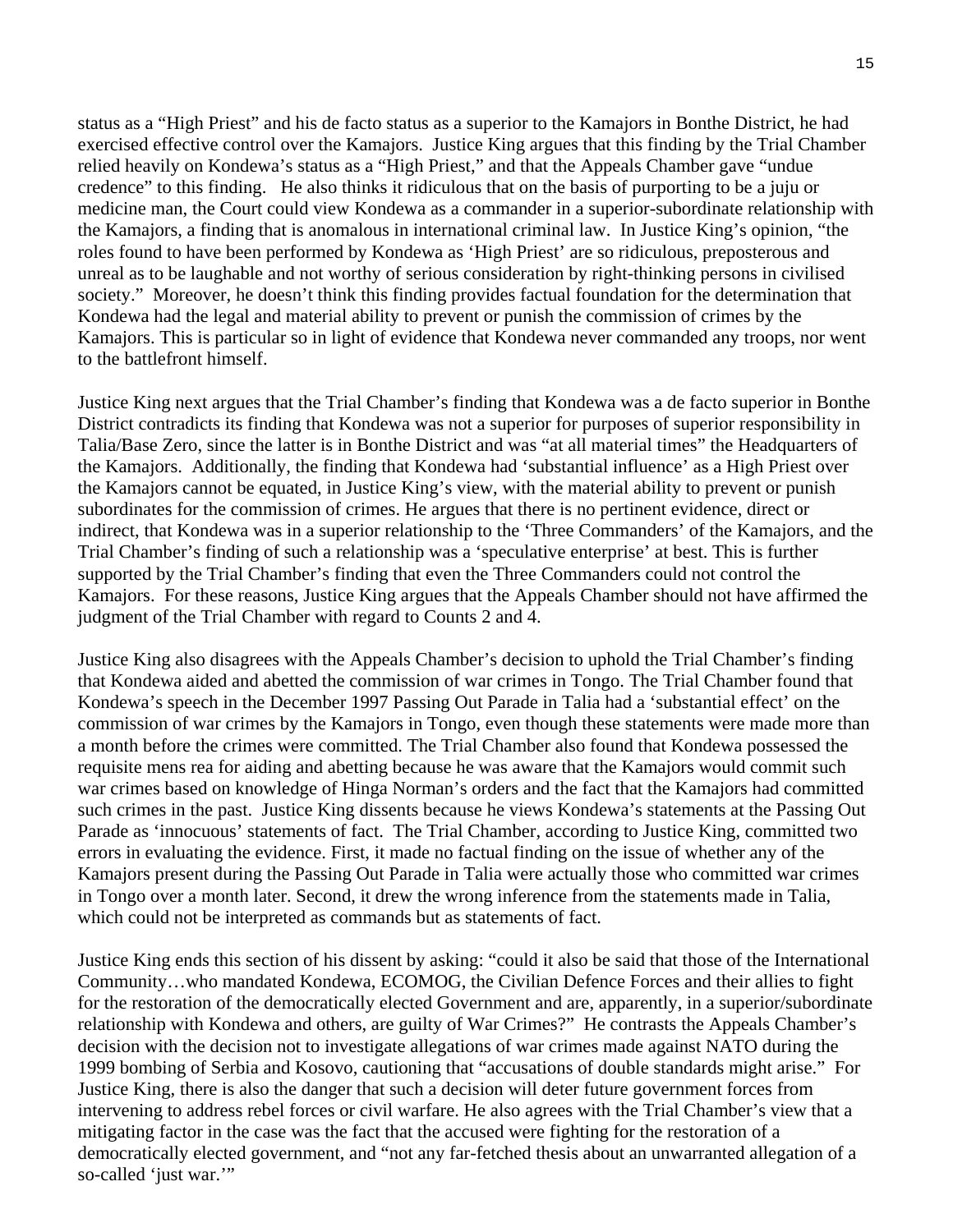status as a "High Priest" and his de facto status as a superior to the Kamajors in Bonthe District, he had exercised effective control over the Kamajors. Justice King argues that this finding by the Trial Chamber relied heavily on Kondewa's status as a "High Priest," and that the Appeals Chamber gave "undue credence" to this finding. He also thinks it ridiculous that on the basis of purporting to be a juju or medicine man, the Court could view Kondewa as a commander in a superior-subordinate relationship with the Kamajors, a finding that is anomalous in international criminal law. In Justice King's opinion, "the roles found to have been performed by Kondewa as 'High Priest' are so ridiculous, preposterous and unreal as to be laughable and not worthy of serious consideration by right-thinking persons in civilised society." Moreover, he doesn't think this finding provides factual foundation for the determination that Kondewa had the legal and material ability to prevent or punish the commission of crimes by the Kamajors. This is particular so in light of evidence that Kondewa never commanded any troops, nor went to the battlefront himself.

Justice King next argues that the Trial Chamber's finding that Kondewa was a de facto superior in Bonthe District contradicts its finding that Kondewa was not a superior for purposes of superior responsibility in Talia/Base Zero, since the latter is in Bonthe District and was "at all material times" the Headquarters of the Kamajors. Additionally, the finding that Kondewa had 'substantial influence' as a High Priest over the Kamajors cannot be equated, in Justice King's view, with the material ability to prevent or punish subordinates for the commission of crimes. He argues that there is no pertinent evidence, direct or indirect, that Kondewa was in a superior relationship to the 'Three Commanders' of the Kamajors, and the Trial Chamber's finding of such a relationship was a 'speculative enterprise' at best. This is further supported by the Trial Chamber's finding that even the Three Commanders could not control the Kamajors. For these reasons, Justice King argues that the Appeals Chamber should not have affirmed the judgment of the Trial Chamber with regard to Counts 2 and 4.

Justice King also disagrees with the Appeals Chamber's decision to uphold the Trial Chamber's finding that Kondewa aided and abetted the commission of war crimes in Tongo. The Trial Chamber found that Kondewa's speech in the December 1997 Passing Out Parade in Talia had a 'substantial effect' on the commission of war crimes by the Kamajors in Tongo, even though these statements were made more than a month before the crimes were committed. The Trial Chamber also found that Kondewa possessed the requisite mens rea for aiding and abetting because he was aware that the Kamajors would commit such war crimes based on knowledge of Hinga Norman's orders and the fact that the Kamajors had committed such crimes in the past. Justice King dissents because he views Kondewa's statements at the Passing Out Parade as 'innocuous' statements of fact. The Trial Chamber, according to Justice King, committed two errors in evaluating the evidence. First, it made no factual finding on the issue of whether any of the Kamajors present during the Passing Out Parade in Talia were actually those who committed war crimes in Tongo over a month later. Second, it drew the wrong inference from the statements made in Talia, which could not be interpreted as commands but as statements of fact.

Justice King ends this section of his dissent by asking: "could it also be said that those of the International Community…who mandated Kondewa, ECOMOG, the Civilian Defence Forces and their allies to fight for the restoration of the democratically elected Government and are, apparently, in a superior/subordinate relationship with Kondewa and others, are guilty of War Crimes?" He contrasts the Appeals Chamber's decision with the decision not to investigate allegations of war crimes made against NATO during the 1999 bombing of Serbia and Kosovo, cautioning that "accusations of double standards might arise." For Justice King, there is also the danger that such a decision will deter future government forces from intervening to address rebel forces or civil warfare. He also agrees with the Trial Chamber's view that a mitigating factor in the case was the fact that the accused were fighting for the restoration of a democratically elected government, and "not any far-fetched thesis about an unwarranted allegation of a so-called 'just war.'"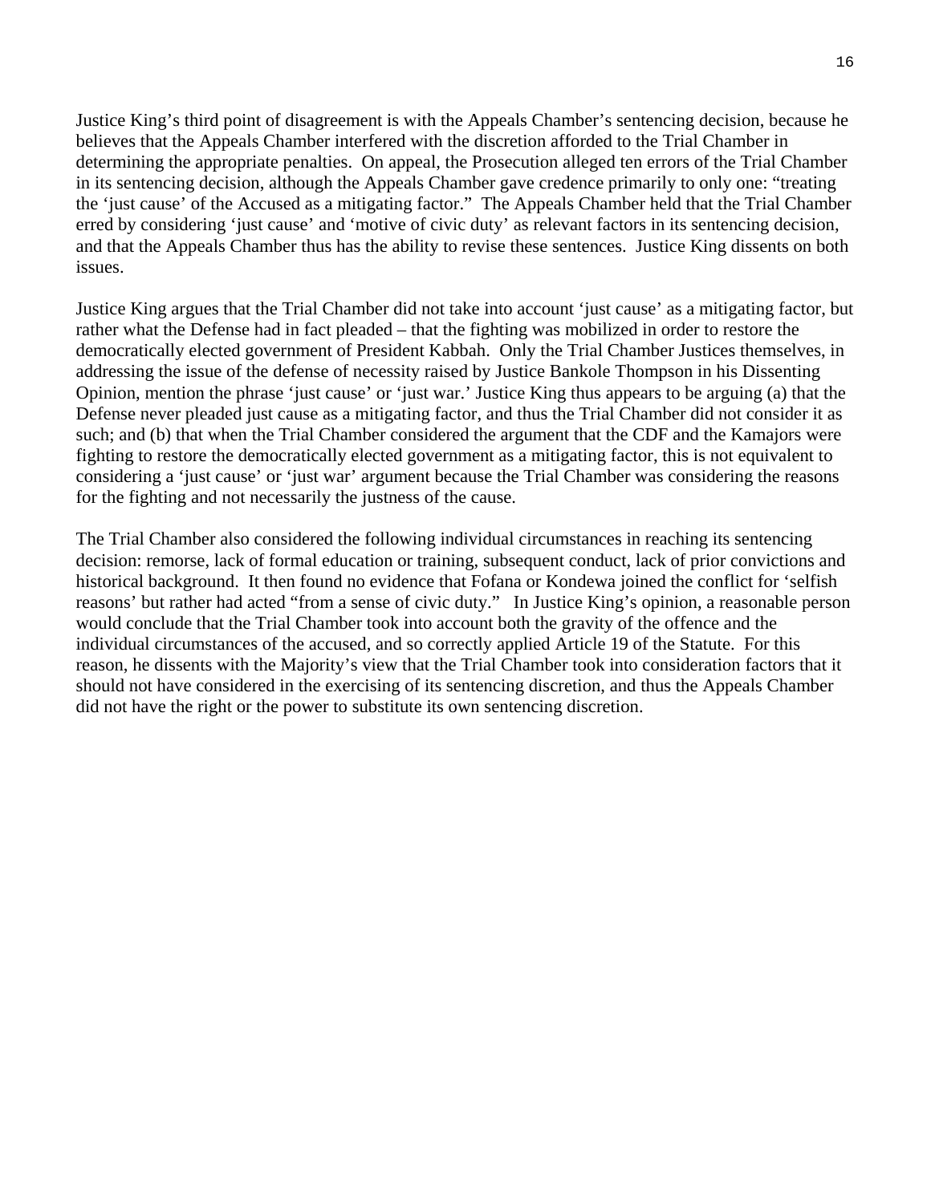Justice King's third point of disagreement is with the Appeals Chamber's sentencing decision, because he believes that the Appeals Chamber interfered with the discretion afforded to the Trial Chamber in determining the appropriate penalties. On appeal, the Prosecution alleged ten errors of the Trial Chamber in its sentencing decision, although the Appeals Chamber gave credence primarily to only one: "treating the 'just cause' of the Accused as a mitigating factor." The Appeals Chamber held that the Trial Chamber erred by considering 'just cause' and 'motive of civic duty' as relevant factors in its sentencing decision, and that the Appeals Chamber thus has the ability to revise these sentences. Justice King dissents on both issues.

Justice King argues that the Trial Chamber did not take into account 'just cause' as a mitigating factor, but rather what the Defense had in fact pleaded – that the fighting was mobilized in order to restore the democratically elected government of President Kabbah. Only the Trial Chamber Justices themselves, in addressing the issue of the defense of necessity raised by Justice Bankole Thompson in his Dissenting Opinion, mention the phrase 'just cause' or 'just war.' Justice King thus appears to be arguing (a) that the Defense never pleaded just cause as a mitigating factor, and thus the Trial Chamber did not consider it as such; and (b) that when the Trial Chamber considered the argument that the CDF and the Kamajors were fighting to restore the democratically elected government as a mitigating factor, this is not equivalent to considering a 'just cause' or 'just war' argument because the Trial Chamber was considering the reasons for the fighting and not necessarily the justness of the cause.

The Trial Chamber also considered the following individual circumstances in reaching its sentencing decision: remorse, lack of formal education or training, subsequent conduct, lack of prior convictions and historical background. It then found no evidence that Fofana or Kondewa joined the conflict for 'selfish reasons' but rather had acted "from a sense of civic duty." In Justice King's opinion, a reasonable person would conclude that the Trial Chamber took into account both the gravity of the offence and the individual circumstances of the accused, and so correctly applied Article 19 of the Statute. For this reason, he dissents with the Majority's view that the Trial Chamber took into consideration factors that it should not have considered in the exercising of its sentencing discretion, and thus the Appeals Chamber did not have the right or the power to substitute its own sentencing discretion.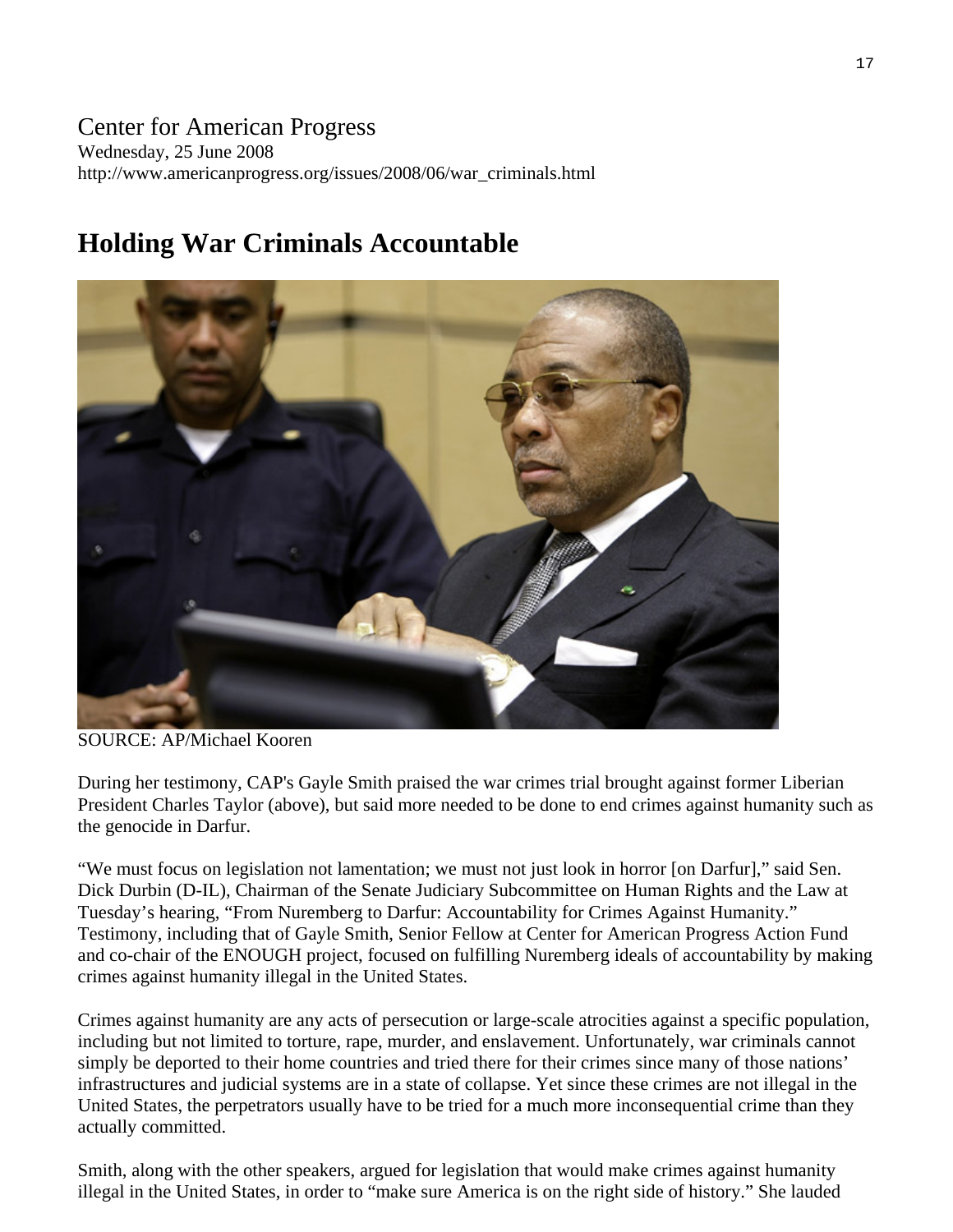Center for American Progress
Wednesday, 25 June 2008
http://www.americanprogress.org/issues/2008/06/war_criminals.html

# Holding War Criminals Accountable

SOURCE: AP/Michael Kooren

During her testimony, CAP's Gayle Smith praised the war crimes trial brought against former Liberian President Charles Taylor (above), but said more needed to be done to end crimes against humanity such as the genocide in Darfur.

"We must focus on legislation not lamentation; we must not just look in horror [on Darfur]," said Sen. Dick Durbin (D-IL), Chairman of the Senate Judiciary Subcommittee on Human Rights and the Law at Tuesday's hearing, "From Nuremberg to Darfur: Accountability for Crimes Against Humanity." Testimony, including that of Gayle Smith, Senior Fellow at Center for American Progress Action Fund and co-chair of the ENOUGH project, focused on fulfilling Nuremberg ideals of accountability by making crimes against humanity illegal in the United States.

Crimes against humanity are any acts of persecution or large-scale atrocities against a specific population, including but not limited to torture, rape, murder, and enslavement. Unfortunately, war criminals cannot simply be deported to their home countries and tried there for their crimes since many of those nations' infrastructures and judicial systems are in a state of collapse. Yet since these crimes are not illegal in the United States, the perpetrators usually have to be tried for a much more inconsequential crime than they actually committed.

Smith, along with the other speakers, argued for legislation that would make crimes against humanity illegal in the United States, in order to "make sure America is on the right side of history." She lauded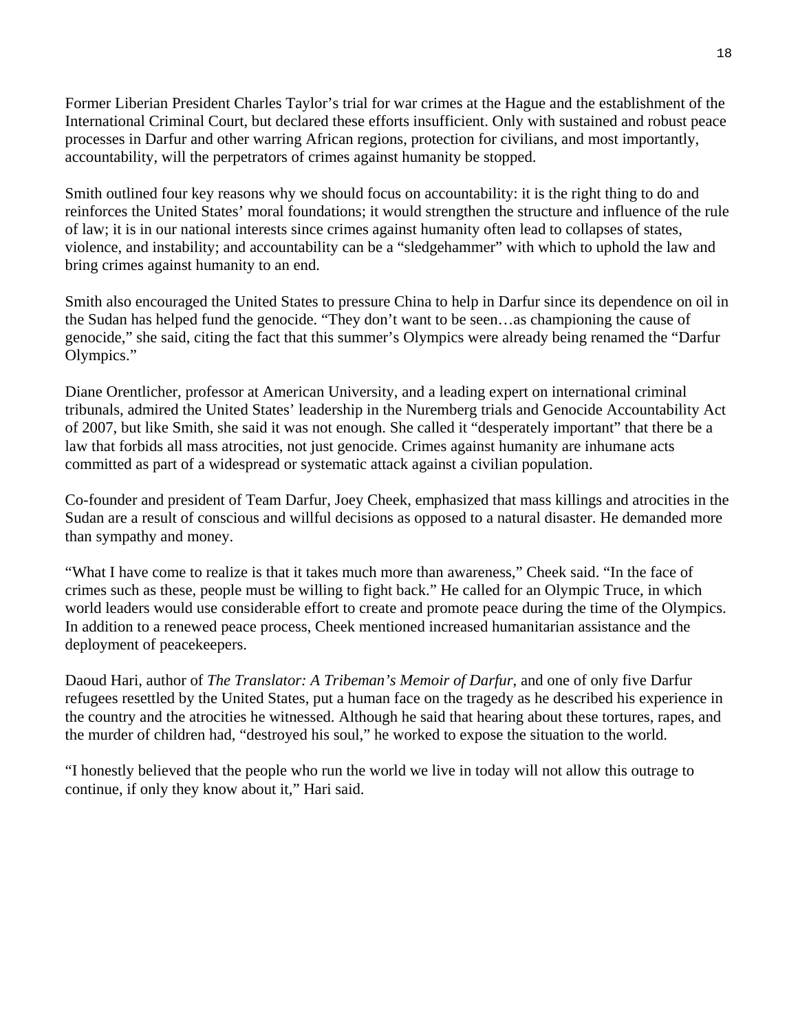Former Liberian President Charles Taylor's trial for war crimes at the Hague and the establishment of the International Criminal Court, but declared these efforts insufficient. Only with sustained and robust peace processes in Darfur and other warring African regions, protection for civilians, and most importantly, accountability, will the perpetrators of crimes against humanity be stopped.

Smith outlined four key reasons why we should focus on accountability: it is the right thing to do and reinforces the United States' moral foundations; it would strengthen the structure and influence of the rule of law; it is in our national interests since crimes against humanity often lead to collapses of states, violence, and instability; and accountability can be a "sledgehammer" with which to uphold the law and bring crimes against humanity to an end.

Smith also encouraged the United States to pressure China to help in Darfur since its dependence on oil in the Sudan has helped fund the genocide. "They don't want to be seen…as championing the cause of genocide," she said, citing the fact that this summer's Olympics were already being renamed the "Darfur Olympics."

Diane Orentlicher, professor at American University, and a leading expert on international criminal tribunals, admired the United States' leadership in the Nuremberg trials and Genocide Accountability Act of 2007, but like Smith, she said it was not enough. She called it "desperately important" that there be a law that forbids all mass atrocities, not just genocide. Crimes against humanity are inhumane acts committed as part of a widespread or systematic attack against a civilian population.

Co-founder and president of Team Darfur, Joey Cheek, emphasized that mass killings and atrocities in the Sudan are a result of conscious and willful decisions as opposed to a natural disaster. He demanded more than sympathy and money.

"What I have come to realize is that it takes much more than awareness," Cheek said. "In the face of crimes such as these, people must be willing to fight back." He called for an Olympic Truce, in which world leaders would use considerable effort to create and promote peace during the time of the Olympics. In addition to a renewed peace process, Cheek mentioned increased humanitarian assistance and the deployment of peacekeepers.

Daoud Hari, author of *The Translator: A Tribeman's Memoir of Darfur*, and one of only five Darfur refugees resettled by the United States, put a human face on the tragedy as he described his experience in the country and the atrocities he witnessed. Although he said that hearing about these tortures, rapes, and the murder of children had, "destroyed his soul," he worked to expose the situation to the world.

"I honestly believed that the people who run the world we live in today will not allow this outrage to continue, if only they know about it," Hari said.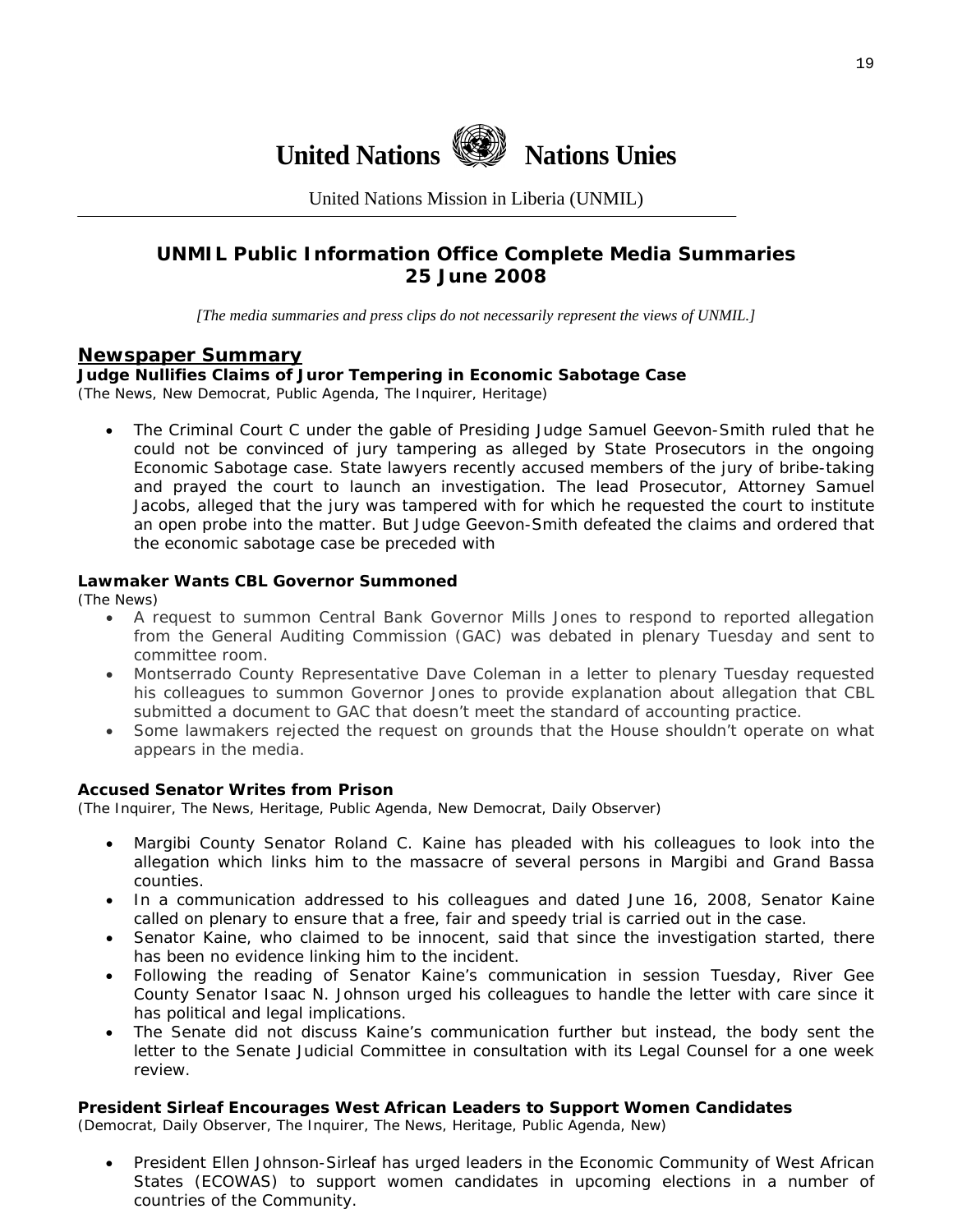# United Nations Nations Unies

United Nations Mission in Liberia (UNMIL)

## UNMIL Public Information Office Complete Media Summaries 25 June 2008

*[The media summaries and press clips do not necessarily represent the views of UNMIL.]*

## Newspaper Summary

**Judge Nullifies Claims of Juror Tempering in Economic Sabotage Case**
(The News, New Democrat, Public Agenda, The Inquirer, Heritage)

- The Criminal Court C under the gable of Presiding Judge Samuel Geevon-Smith ruled that he could not be convinced of jury tampering as alleged by State Prosecutors in the ongoing Economic Sabotage case. State lawyers recently accused members of the jury of bribe-taking and prayed the court to launch an investigation. The lead Prosecutor, Attorney Samuel Jacobs, alleged that the jury was tampered with for which he requested the court to institute an open probe into the matter. But Judge Geevon-Smith defeated the claims and ordered that the economic sabotage case be preceded with

**Lawmaker Wants CBL Governor Summoned**
(The News)

- A request to summon Central Bank Governor Mills Jones to respond to reported allegation from the General Auditing Commission (GAC) was debated in plenary Tuesday and sent to committee room.
- Montserrado County Representative Dave Coleman in a letter to plenary Tuesday requested his colleagues to summon Governor Jones to provide explanation about allegation that CBL submitted a document to GAC that doesn't meet the standard of accounting practice.
- Some lawmakers rejected the request on grounds that the House shouldn't operate on what appears in the media.

**Accused Senator Writes from Prison**
(The Inquirer, The News, Heritage, Public Agenda, New Democrat, Daily Observer)

- Margibi County Senator Roland C. Kaine has pleaded with his colleagues to look into the allegation which links him to the massacre of several persons in Margibi and Grand Bassa counties.
- In a communication addressed to his colleagues and dated June 16, 2008, Senator Kaine called on plenary to ensure that a free, fair and speedy trial is carried out in the case.
- Senator Kaine, who claimed to be innocent, said that since the investigation started, there has been no evidence linking him to the incident.
- Following the reading of Senator Kaine's communication in session Tuesday, River Gee County Senator Isaac N. Johnson urged his colleagues to handle the letter with care since it has political and legal implications.
- The Senate did not discuss Kaine's communication further but instead, the body sent the letter to the Senate Judicial Committee in consultation with its Legal Counsel for a one week review.

**President Sirleaf Encourages West African Leaders to Support Women Candidates**
(Democrat, Daily Observer, The Inquirer, The News, Heritage, Public Agenda, New)

- President Ellen Johnson-Sirleaf has urged leaders in the Economic Community of West African States (ECOWAS) to support women candidates in upcoming elections in a number of countries of the Community.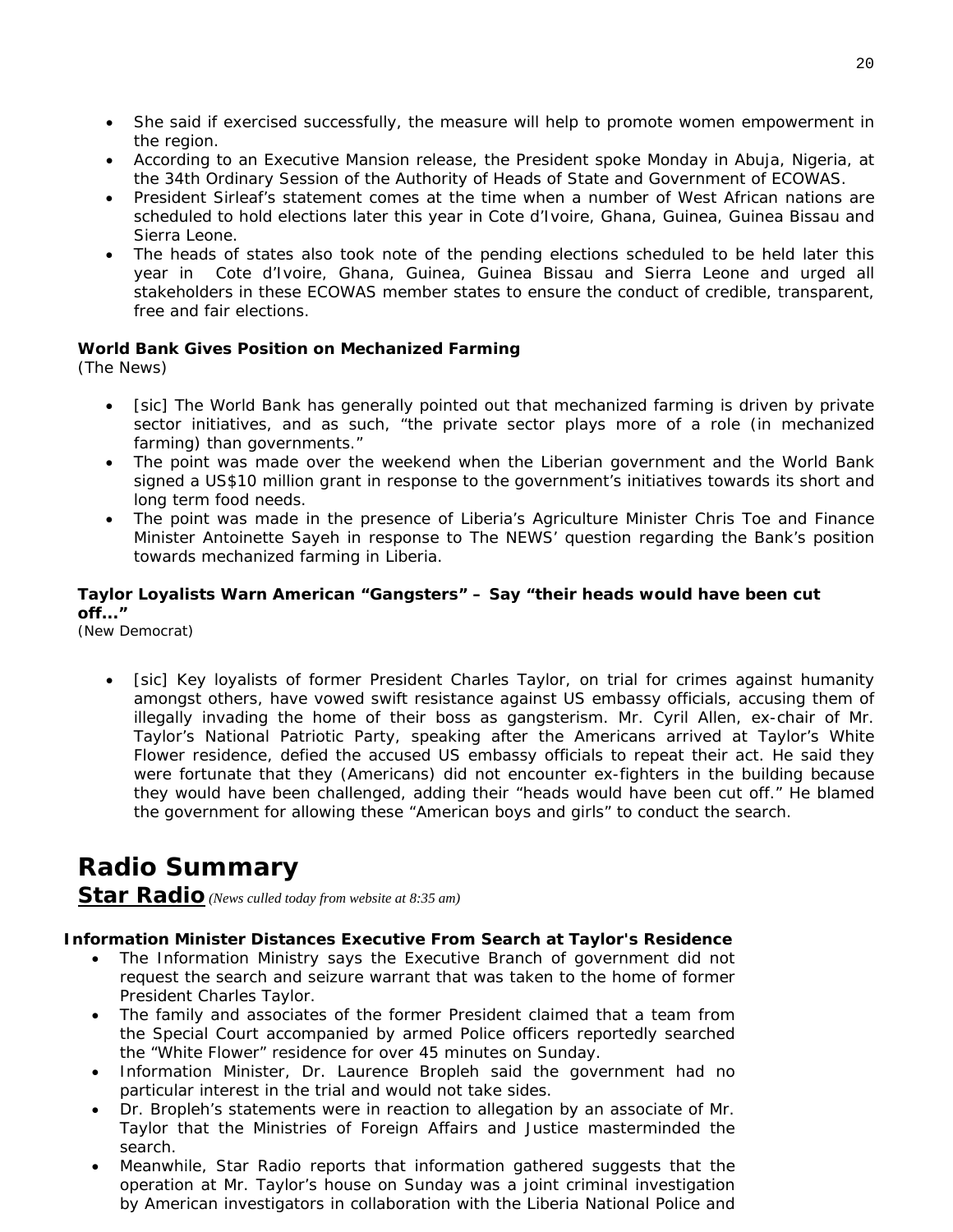- She said if exercised successfully, the measure will help to promote women empowerment in the region.
- According to an Executive Mansion release, the President spoke Monday in Abuja, Nigeria, at the 34th Ordinary Session of the Authority of Heads of State and Government of ECOWAS.
- President Sirleaf's statement comes at the time when a number of West African nations are scheduled to hold elections later this year in Cote d'Ivoire, Ghana, Guinea, Guinea Bissau and Sierra Leone.
- The heads of states also took note of the pending elections scheduled to be held later this year in Cote d'Ivoire, Ghana, Guinea, Guinea Bissau and Sierra Leone and urged all stakeholders in these ECOWAS member states to ensure the conduct of credible, transparent, free and fair elections.

**World Bank Gives Position on Mechanized Farming**
*(The News)*

- [sic] The World Bank has generally pointed out that mechanized farming is driven by private sector initiatives, and as such, "the private sector plays more of a role (in mechanized farming) than governments."
- The point was made over the weekend when the Liberian government and the World Bank signed a US$10 million grant in response to the government's initiatives towards its short and long term food needs.
- The point was made in the presence of Liberia's Agriculture Minister Chris Toe and Finance Minister Antoinette Sayeh in response to The NEWS' question regarding the Bank's position towards mechanized farming in Liberia.

**Taylor Loyalists Warn American "Gangsters" – Say "their heads would have been cut off..."**
*(New Democrat)*

- [sic] Key loyalists of former President Charles Taylor, on trial for crimes against humanity amongst others, have vowed swift resistance against US embassy officials, accusing them of illegally invading the home of their boss as gangsterism. Mr. Cyril Allen, ex-chair of Mr. Taylor's National Patriotic Party, speaking after the Americans arrived at Taylor's White Flower residence, defied the accused US embassy officials to repeat their act. He said they were fortunate that they (Americans) did not encounter ex-fighters in the building because they would have been challenged, adding their "heads would have been cut off." He blamed the government for allowing these "American boys and girls" to conduct the search.

# Radio Summary

## Star Radio *(News culled today from website at 8:35 am)*

**Information Minister Distances Executive From Search at Taylor's Residence**

- The Information Ministry says the Executive Branch of government did not request the search and seizure warrant that was taken to the home of former President Charles Taylor.
- The family and associates of the former President claimed that a team from the Special Court accompanied by armed Police officers reportedly searched the "White Flower" residence for over 45 minutes on Sunday.
- Information Minister, Dr. Laurence Bropleh said the government had no particular interest in the trial and would not take sides.
- Dr. Bropleh's statements were in reaction to allegation by an associate of Mr. Taylor that the Ministries of Foreign Affairs and Justice masterminded the search.
- Meanwhile, Star Radio reports that information gathered suggests that the operation at Mr. Taylor's house on Sunday was a joint criminal investigation by American investigators in collaboration with the Liberia National Police and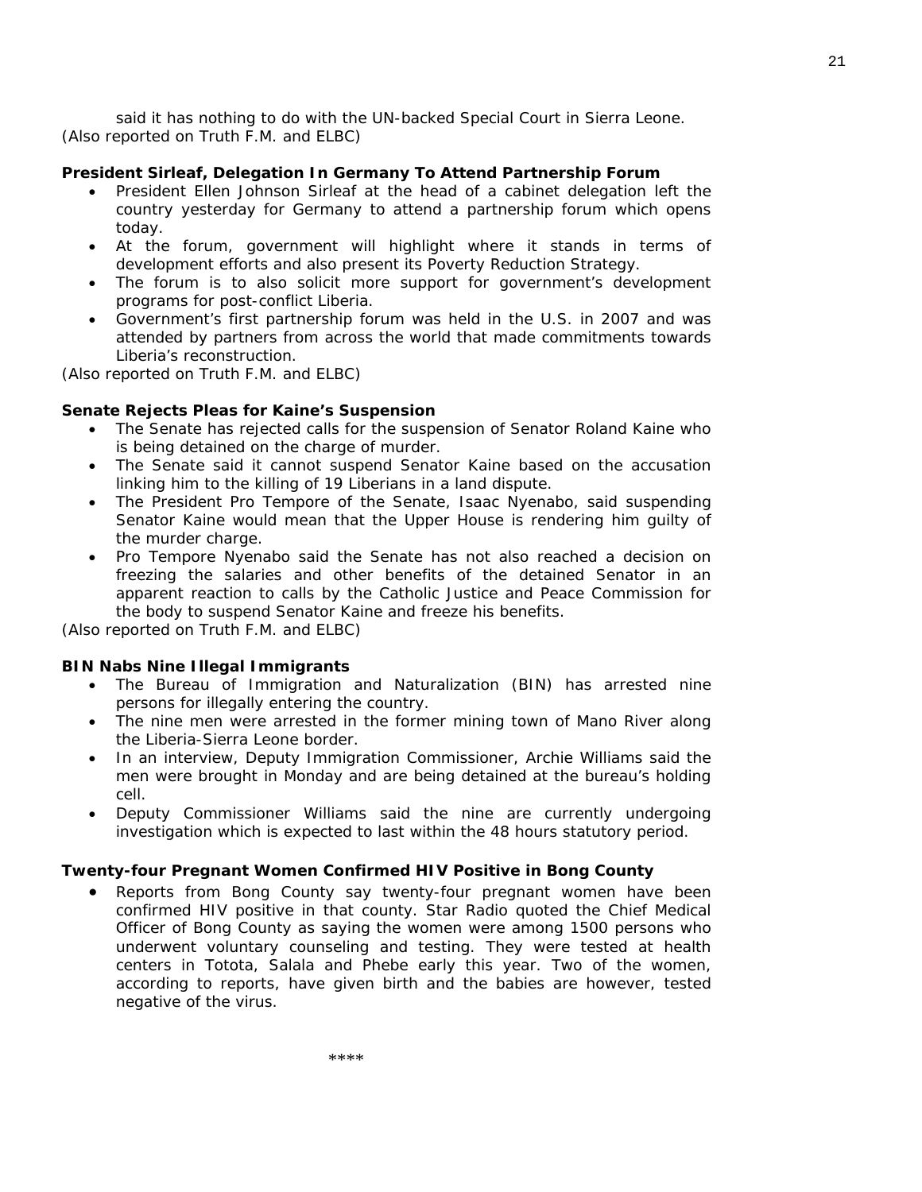said it has nothing to do with the UN-backed Special Court in Sierra Leone.

*(Also reported on Truth F.M. and ELBC)*

**President Sirleaf, Delegation In Germany To Attend Partnership Forum**

- President Ellen Johnson Sirleaf at the head of a cabinet delegation left the country yesterday for Germany to attend a partnership forum which opens today.
- At the forum, government will highlight where it stands in terms of development efforts and also present its Poverty Reduction Strategy.
- The forum is to also solicit more support for government's development programs for post-conflict Liberia.
- Government's first partnership forum was held in the U.S. in 2007 and was attended by partners from across the world that made commitments towards Liberia's reconstruction.

*(Also reported on Truth F.M. and ELBC)*

**Senate Rejects Pleas for Kaine's Suspension**

- The Senate has rejected calls for the suspension of Senator Roland Kaine who is being detained on the charge of murder.
- The Senate said it cannot suspend Senator Kaine based on the accusation linking him to the killing of 19 Liberians in a land dispute.
- The President Pro Tempore of the Senate, Isaac Nyenabo, said suspending Senator Kaine would mean that the Upper House is rendering him guilty of the murder charge.
- Pro Tempore Nyenabo said the Senate has not also reached a decision on freezing the salaries and other benefits of the detained Senator in an apparent reaction to calls by the Catholic Justice and Peace Commission for the body to suspend Senator Kaine and freeze his benefits.

*(Also reported on Truth F.M. and ELBC)*

**BIN Nabs Nine Illegal Immigrants**

- The Bureau of Immigration and Naturalization (BIN) has arrested nine persons for illegally entering the country.
- The nine men were arrested in the former mining town of Mano River along the Liberia-Sierra Leone border.
- In an interview, Deputy Immigration Commissioner, Archie Williams said the men were brought in Monday and are being detained at the bureau's holding cell.
- Deputy Commissioner Williams said the nine are currently undergoing investigation which is expected to last within the 48 hours statutory period.

**Twenty-four Pregnant Women Confirmed HIV Positive in Bong County**

- Reports from Bong County say twenty-four pregnant women have been confirmed HIV positive in that county. Star Radio quoted the Chief Medical Officer of Bong County as saying the women were among 1500 persons who underwent voluntary counseling and testing. They were tested at health centers in Totota, Salala and Phebe early this year. Two of the women, according to reports, have given birth and the babies are however, tested negative of the virus.

****